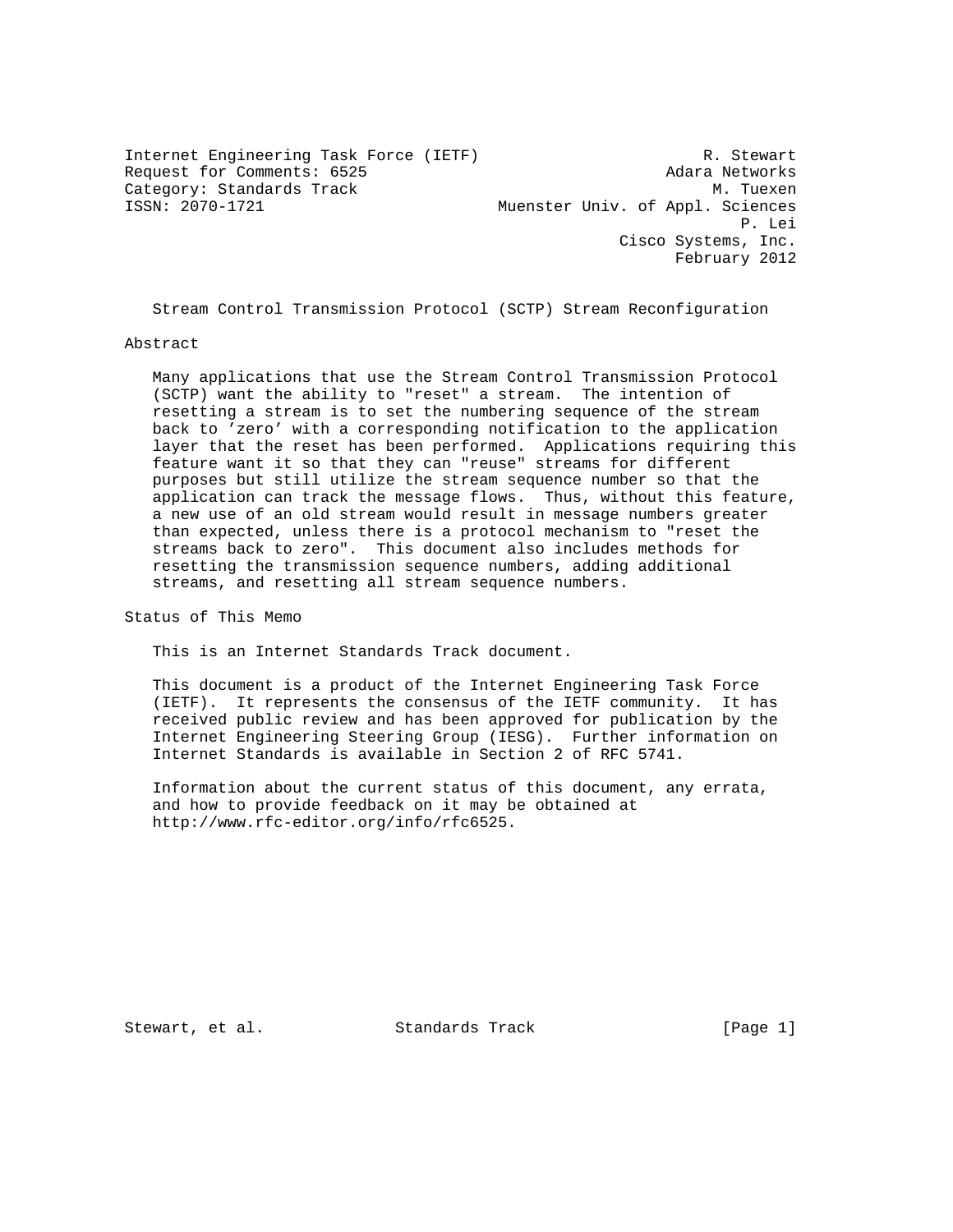Internet Engineering Task Force (IETF) R. Stewart
Request for Comments: 6525 Adara Networks
Category: Standards Track M. Tuexen
ISSN: 2070-1721 Muenster Univ. of Appl. Sciences
P. Lei
Cisco Systems, Inc.
February 2012

# Stream Control Transmission Protocol (SCTP) Stream Reconfiguration

## Abstract

Many applications that use the Stream Control Transmission Protocol (SCTP) want the ability to "reset" a stream. The intention of resetting a stream is to set the numbering sequence of the stream back to 'zero' with a corresponding notification to the application layer that the reset has been performed. Applications requiring this feature want it so that they can "reuse" streams for different purposes but still utilize the stream sequence number so that the application can track the message flows. Thus, without this feature, a new use of an old stream would result in message numbers greater than expected, unless there is a protocol mechanism to "reset the streams back to zero". This document also includes methods for resetting the transmission sequence numbers, adding additional streams, and resetting all stream sequence numbers.

## Status of This Memo

This is an Internet Standards Track document.

This document is a product of the Internet Engineering Task Force (IETF). It represents the consensus of the IETF community. It has received public review and has been approved for publication by the Internet Engineering Steering Group (IESG). Further information on Internet Standards is available in Section 2 of RFC 5741.

Information about the current status of this document, any errata, and how to provide feedback on it may be obtained at http://www.rfc-editor.org/info/rfc6525.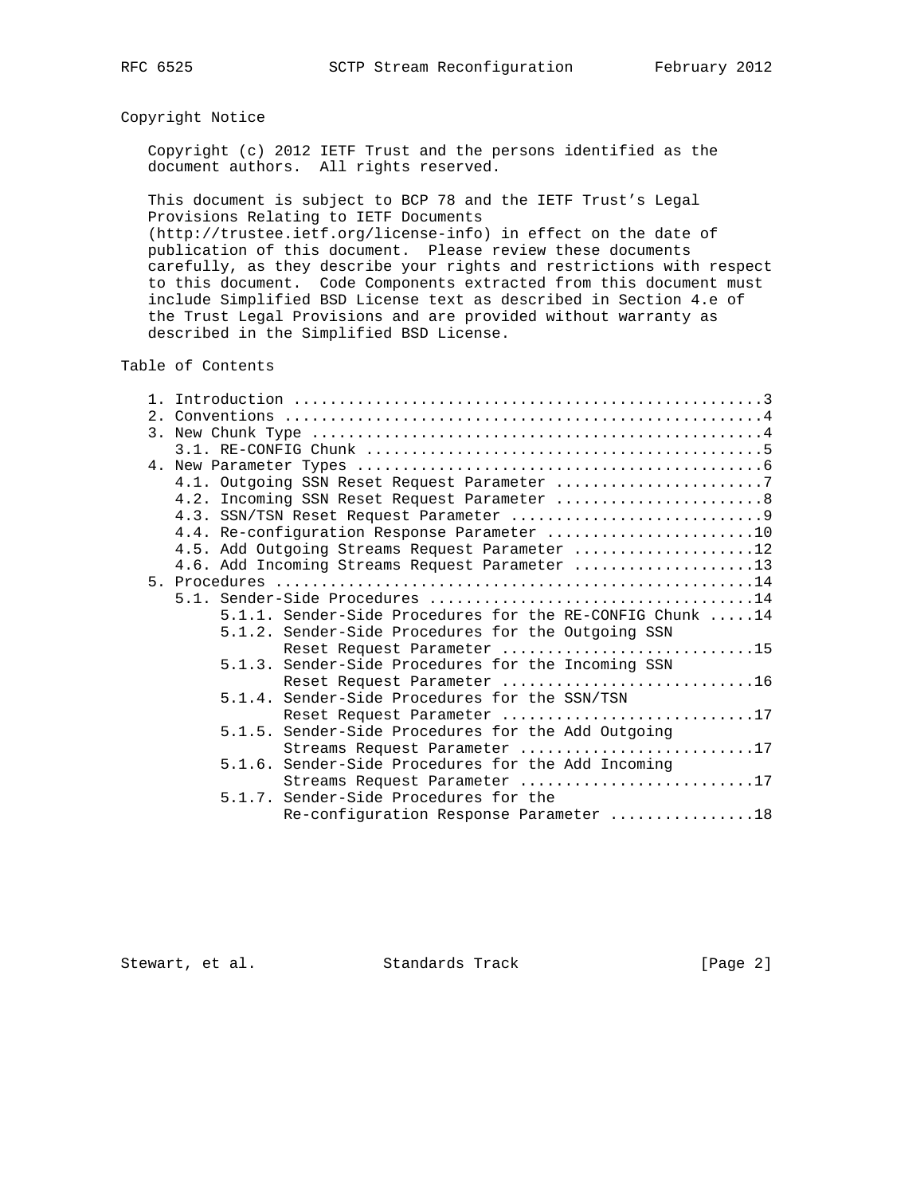## Copyright Notice

Copyright (c) 2012 IETF Trust and the persons identified as the document authors. All rights reserved.

This document is subject to BCP 78 and the IETF Trust's Legal Provisions Relating to IETF Documents (http://trustee.ietf.org/license-info) in effect on the date of publication of this document. Please review these documents carefully, as they describe your rights and restrictions with respect to this document. Code Components extracted from this document must include Simplified BSD License text as described in Section 4.e of the Trust Legal Provisions and are provided without warranty as described in the Simplified BSD License.

## Table of Contents

```
   1. Introduction ....................................................3
   2. Conventions .....................................................4
   3. New Chunk Type ..................................................4
      3.1. RE-CONFIG Chunk ............................................5
   4. New Parameter Types .............................................6
      4.1. Outgoing SSN Reset Request Parameter .......................7
      4.2. Incoming SSN Reset Request Parameter .......................8
      4.3. SSN/TSN Reset Request Parameter ............................9
      4.4. Re-configuration Response Parameter .......................10
      4.5. Add Outgoing Streams Request Parameter ....................12
      4.6. Add Incoming Streams Request Parameter ....................13
   5. Procedures .....................................................14
      5.1. Sender-Side Procedures ....................................14
           5.1.1. Sender-Side Procedures for the RE-CONFIG Chunk .....14
           5.1.2. Sender-Side Procedures for the Outgoing SSN
                  Reset Request Parameter ............................15
           5.1.3. Sender-Side Procedures for the Incoming SSN
                  Reset Request Parameter ............................16
           5.1.4. Sender-Side Procedures for the SSN/TSN
                  Reset Request Parameter ............................17
           5.1.5. Sender-Side Procedures for the Add Outgoing
                  Streams Request Parameter ..........................17
           5.1.6. Sender-Side Procedures for the Add Incoming
                  Streams Request Parameter ..........................17
           5.1.7. Sender-Side Procedures for the
                  Re-configuration Response Parameter ................18
```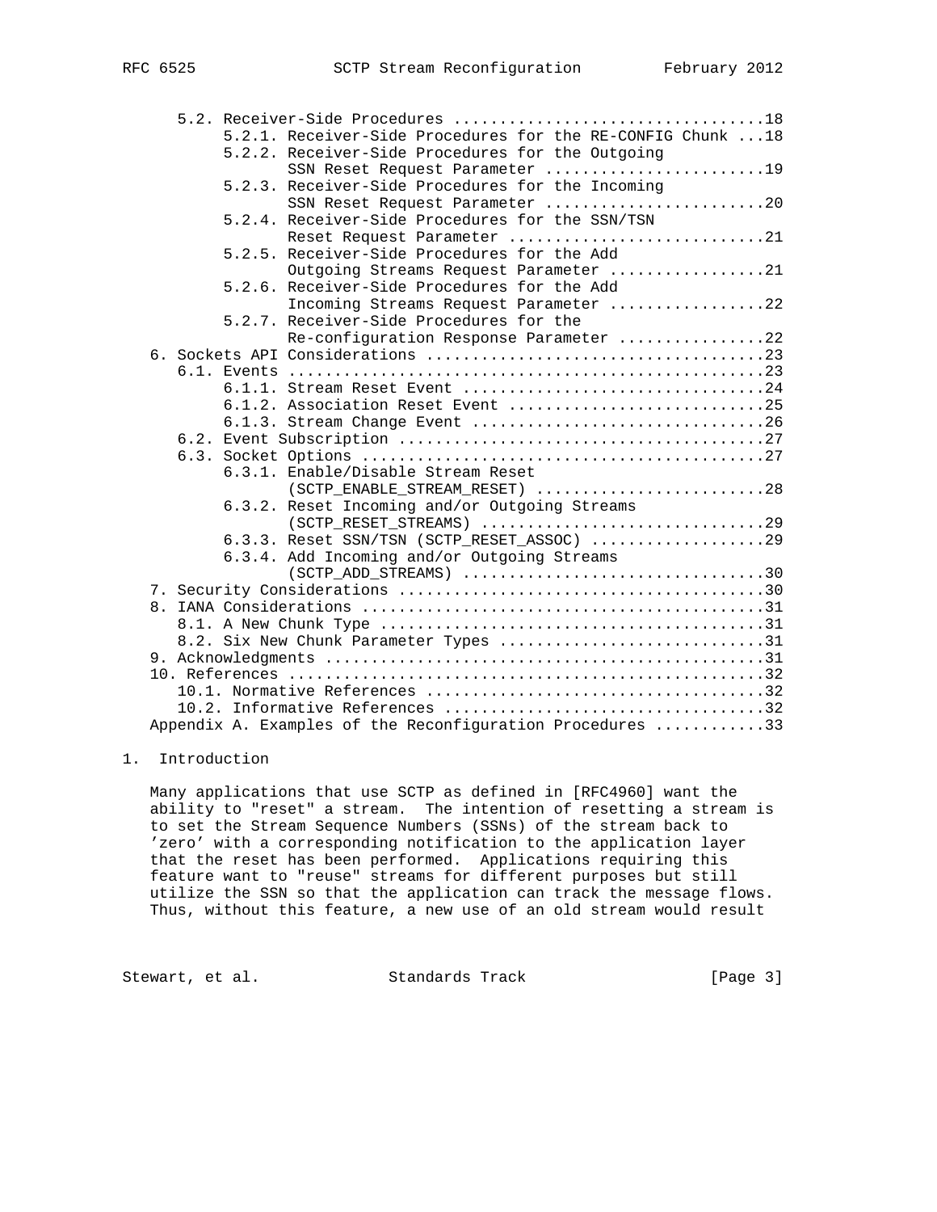5.2. Receiver-Side Procedures .................................18
           5.2.1. Receiver-Side Procedures for the RE-CONFIG Chunk ...18
           5.2.2. Receiver-Side Procedures for the Outgoing
                  SSN Reset Request Parameter ........................19
           5.2.3. Receiver-Side Procedures for the Incoming
                  SSN Reset Request Parameter ........................20
           5.2.4. Receiver-Side Procedures for the SSN/TSN
                  Reset Request Parameter ............................21
           5.2.5. Receiver-Side Procedures for the Add
                  Outgoing Streams Request Parameter .................21
           5.2.6. Receiver-Side Procedures for the Add
                  Incoming Streams Request Parameter .................22
           5.2.7. Receiver-Side Procedures for the
                  Re-configuration Response Parameter ................22
   6. Sockets API Considerations ....................................23
      6.1. Events ...................................................23
           6.1.1. Stream Reset Event ................................24
           6.1.2. Association Reset Event ...........................25
           6.1.3. Stream Change Event ...............................26
      6.2. Event Subscription .......................................27
      6.3. Socket Options ...........................................27
           6.3.1. Enable/Disable Stream Reset
                  (SCTP_ENABLE_STREAM_RESET) .........................28
           6.3.2. Reset Incoming and/or Outgoing Streams
                  (SCTP_RESET_STREAMS) ...............................29
           6.3.3. Reset SSN/TSN (SCTP_RESET_ASSOC) ...................29
           6.3.4. Add Incoming and/or Outgoing Streams
                  (SCTP_ADD_STREAMS) .................................30
   7. Security Considerations .......................................30
   8. IANA Considerations ...........................................31
      8.1. A New Chunk Type .........................................31
      8.2. Six New Chunk Parameter Types ............................31
   9. Acknowledgments ...............................................31
   10. References ...................................................32
      10.1. Normative References ....................................32
      10.2. Informative References ..................................32
   Appendix A. Examples of the Reconfiguration Procedures ...........33

## 1. Introduction

Many applications that use SCTP as defined in [RFC4960] want the ability to "reset" a stream. The intention of resetting a stream is to set the Stream Sequence Numbers (SSNs) of the stream back to 'zero' with a corresponding notification to the application layer that the reset has been performed. Applications requiring this feature want to "reuse" streams for different purposes but still utilize the SSN so that the application can track the message flows. Thus, without this feature, a new use of an old stream would result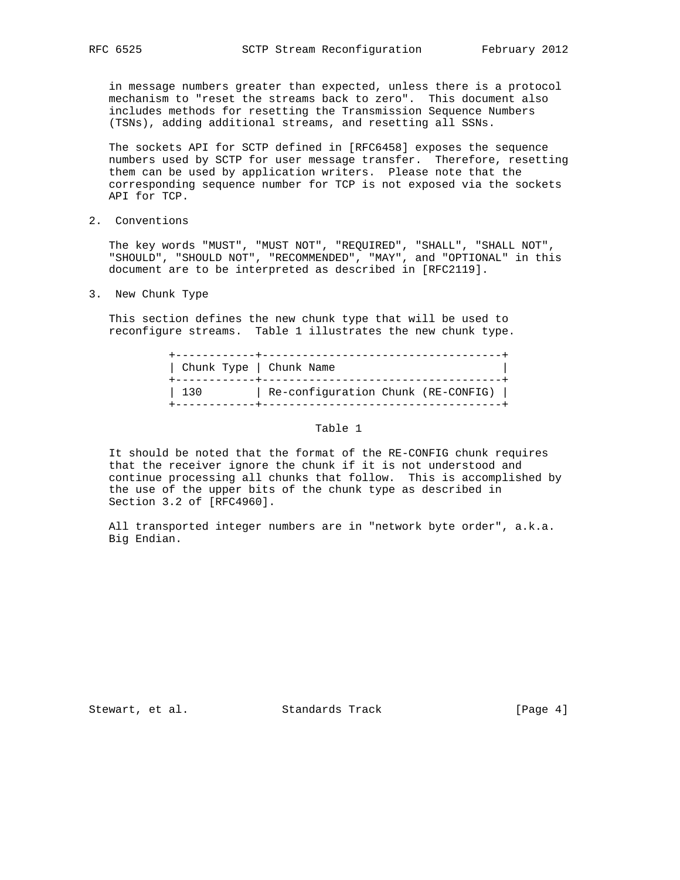in message numbers greater than expected, unless there is a protocol mechanism to "reset the streams back to zero". This document also includes methods for resetting the Transmission Sequence Numbers (TSNs), adding additional streams, and resetting all SSNs.

The sockets API for SCTP defined in [RFC6458] exposes the sequence numbers used by SCTP for user message transfer. Therefore, resetting them can be used by application writers. Please note that the corresponding sequence number for TCP is not exposed via the sockets API for TCP.

## 2. Conventions

The key words "MUST", "MUST NOT", "REQUIRED", "SHALL", "SHALL NOT", "SHOULD", "SHOULD NOT", "RECOMMENDED", "MAY", and "OPTIONAL" in this document are to be interpreted as described in [RFC2119].

## 3. New Chunk Type

This section defines the new chunk type that will be used to reconfigure streams. Table 1 illustrates the new chunk type.

| Chunk Type | Chunk Name |
|---|---|
| 130 | Re-configuration Chunk (RE-CONFIG) |

Table 1

It should be noted that the format of the RE-CONFIG chunk requires that the receiver ignore the chunk if it is not understood and continue processing all chunks that follow. This is accomplished by the use of the upper bits of the chunk type as described in Section 3.2 of [RFC4960].

All transported integer numbers are in "network byte order", a.k.a. Big Endian.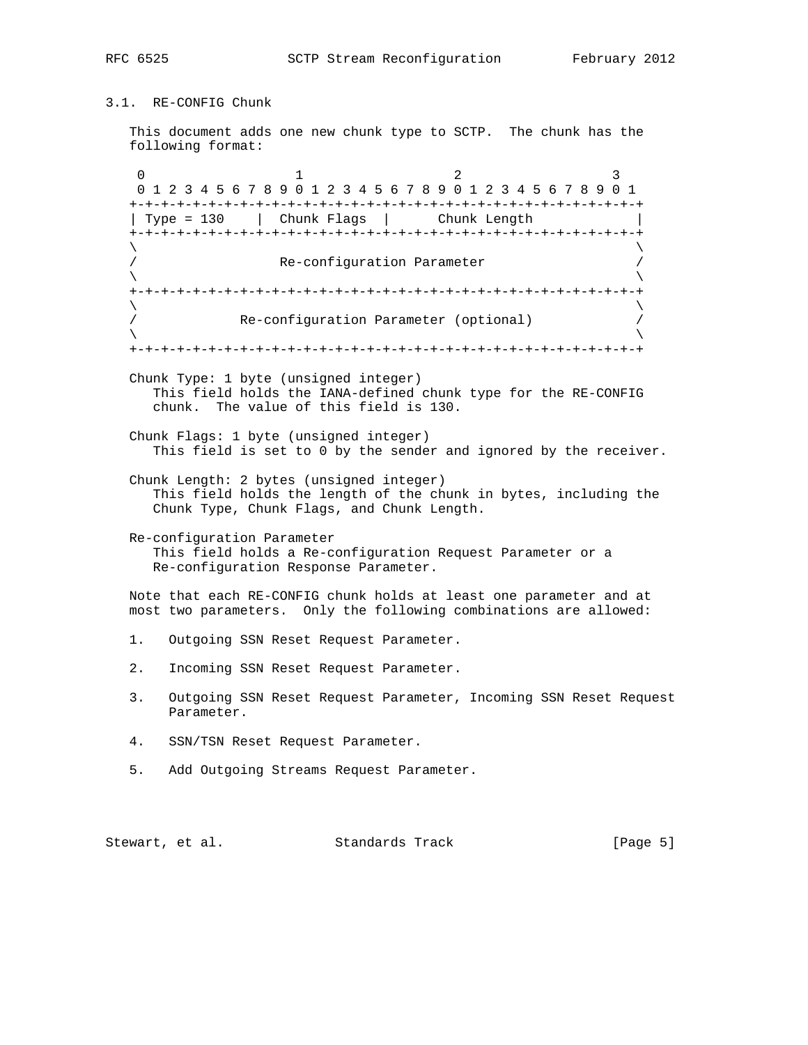### 3.1. RE-CONFIG Chunk

This document adds one new chunk type to SCTP. The chunk has the following format:

```
 0                   1                   2                   3
 0 1 2 3 4 5 6 7 8 9 0 1 2 3 4 5 6 7 8 9 0 1 2 3 4 5 6 7 8 9 0 1
+-+-+-+-+-+-+-+-+-+-+-+-+-+-+-+-+-+-+-+-+-+-+-+-+-+-+-+-+-+-+-+-+
| Type = 130    |  Chunk Flags  |      Chunk Length             |
+-+-+-+-+-+-+-+-+-+-+-+-+-+-+-+-+-+-+-+-+-+-+-+-+-+-+-+-+-+-+-+-+
\                                                               \
/                  Re-configuration Parameter                   /
\                                                               \
+-+-+-+-+-+-+-+-+-+-+-+-+-+-+-+-+-+-+-+-+-+-+-+-+-+-+-+-+-+-+-+-+
\                                                               \
/             Re-configuration Parameter (optional)             /
\                                                               \
+-+-+-+-+-+-+-+-+-+-+-+-+-+-+-+-+-+-+-+-+-+-+-+-+-+-+-+-+-+-+-+-+
```

Chunk Type: 1 byte (unsigned integer)
   This field holds the IANA-defined chunk type for the RE-CONFIG chunk. The value of this field is 130.

Chunk Flags: 1 byte (unsigned integer)
   This field is set to 0 by the sender and ignored by the receiver.

Chunk Length: 2 bytes (unsigned integer)
   This field holds the length of the chunk in bytes, including the Chunk Type, Chunk Flags, and Chunk Length.

Re-configuration Parameter
   This field holds a Re-configuration Request Parameter or a Re-configuration Response Parameter.

Note that each RE-CONFIG chunk holds at least one parameter and at most two parameters. Only the following combinations are allowed:

1. Outgoing SSN Reset Request Parameter.

2. Incoming SSN Reset Request Parameter.

3. Outgoing SSN Reset Request Parameter, Incoming SSN Reset Request Parameter.

4. SSN/TSN Reset Request Parameter.

5. Add Outgoing Streams Request Parameter.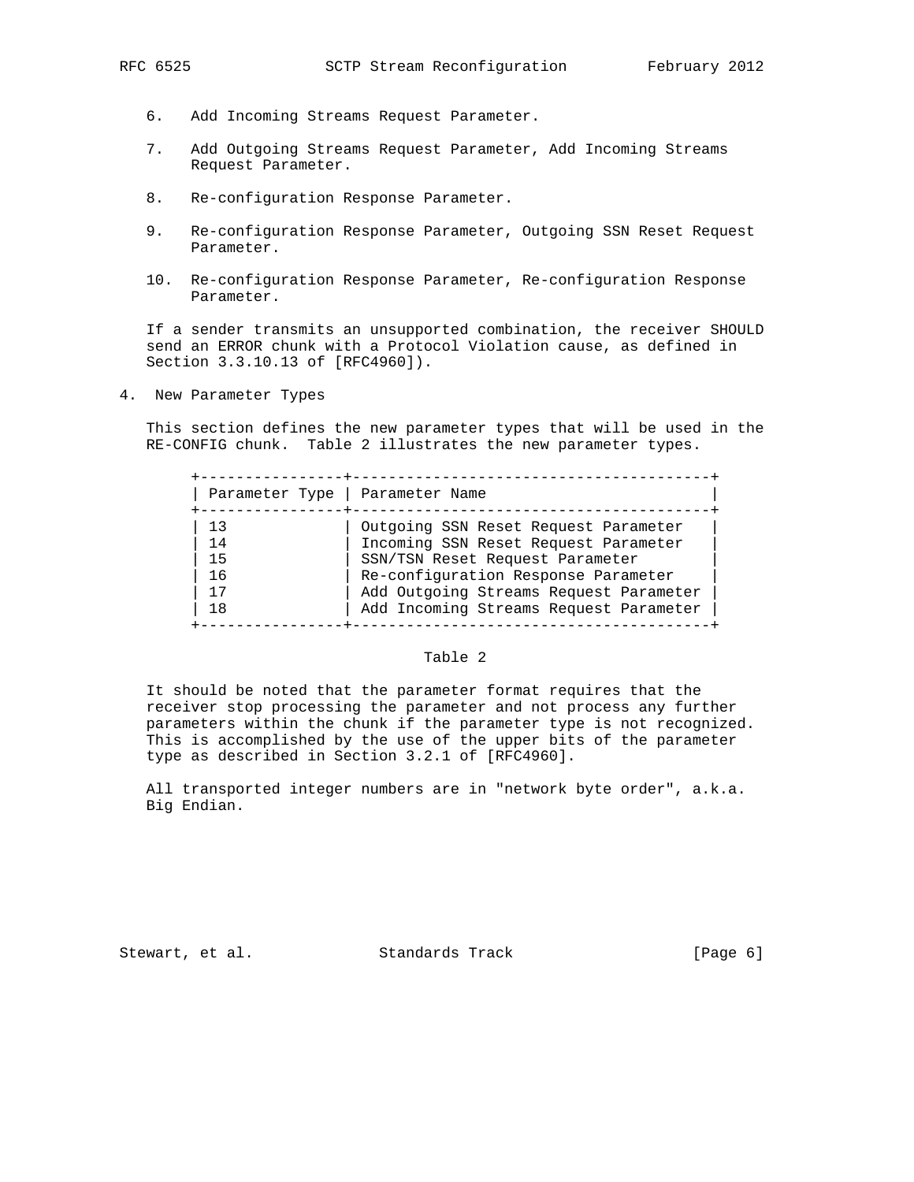6. Add Incoming Streams Request Parameter.

7. Add Outgoing Streams Request Parameter, Add Incoming Streams Request Parameter.

8. Re-configuration Response Parameter.

9. Re-configuration Response Parameter, Outgoing SSN Reset Request Parameter.

10. Re-configuration Response Parameter, Re-configuration Response Parameter.

If a sender transmits an unsupported combination, the receiver SHOULD send an ERROR chunk with a Protocol Violation cause, as defined in Section 3.3.10.13 of [RFC4960]).

# 4. New Parameter Types

This section defines the new parameter types that will be used in the RE-CONFIG chunk. Table 2 illustrates the new parameter types.

| Parameter Type | Parameter Name |
|---|---|
| 13 | Outgoing SSN Reset Request Parameter |
| 14 | Incoming SSN Reset Request Parameter |
| 15 | SSN/TSN Reset Request Parameter |
| 16 | Re-configuration Response Parameter |
| 17 | Add Outgoing Streams Request Parameter |
| 18 | Add Incoming Streams Request Parameter |

Table 2

It should be noted that the parameter format requires that the receiver stop processing the parameter and not process any further parameters within the chunk if the parameter type is not recognized. This is accomplished by the use of the upper bits of the parameter type as described in Section 3.2.1 of [RFC4960].

All transported integer numbers are in "network byte order", a.k.a. Big Endian.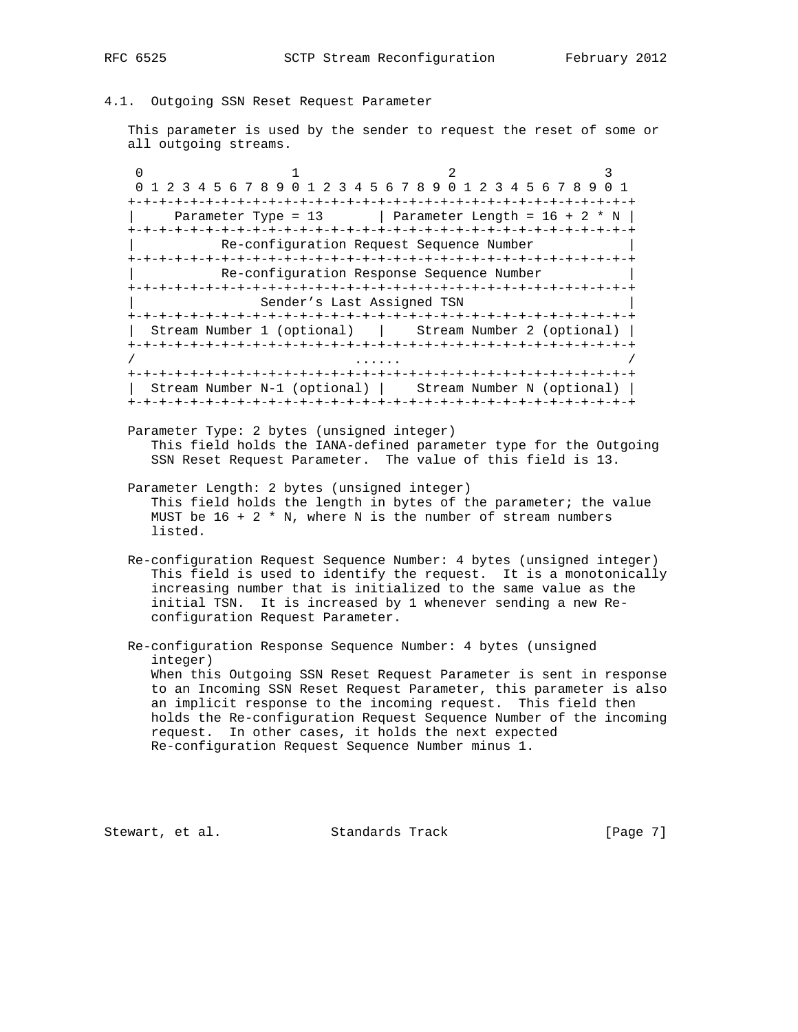### 4.1. Outgoing SSN Reset Request Parameter

This parameter is used by the sender to request the reset of some or all outgoing streams.

```
 0                   1                   2                   3
 0 1 2 3 4 5 6 7 8 9 0 1 2 3 4 5 6 7 8 9 0 1 2 3 4 5 6 7 8 9 0 1
+-+-+-+-+-+-+-+-+-+-+-+-+-+-+-+-+-+-+-+-+-+-+-+-+-+-+-+-+-+-+-+-+
|     Parameter Type = 13       | Parameter Length = 16 + 2 * N |
+-+-+-+-+-+-+-+-+-+-+-+-+-+-+-+-+-+-+-+-+-+-+-+-+-+-+-+-+-+-+-+-+
|           Re-configuration Request Sequence Number            |
+-+-+-+-+-+-+-+-+-+-+-+-+-+-+-+-+-+-+-+-+-+-+-+-+-+-+-+-+-+-+-+-+
|           Re-configuration Response Sequence Number           |
+-+-+-+-+-+-+-+-+-+-+-+-+-+-+-+-+-+-+-+-+-+-+-+-+-+-+-+-+-+-+-+-+
|                Sender's Last Assigned TSN                     |
+-+-+-+-+-+-+-+-+-+-+-+-+-+-+-+-+-+-+-+-+-+-+-+-+-+-+-+-+-+-+-+-+
|  Stream Number 1 (optional)   |    Stream Number 2 (optional) |
+-+-+-+-+-+-+-+-+-+-+-+-+-+-+-+-+-+-+-+-+-+-+-+-+-+-+-+-+-+-+-+-+
/                            ......                             /
+-+-+-+-+-+-+-+-+-+-+-+-+-+-+-+-+-+-+-+-+-+-+-+-+-+-+-+-+-+-+-+-+
|  Stream Number N-1 (optional) |    Stream Number N (optional) |
+-+-+-+-+-+-+-+-+-+-+-+-+-+-+-+-+-+-+-+-+-+-+-+-+-+-+-+-+-+-+-+-+
```

Parameter Type: 2 bytes (unsigned integer)
   This field holds the IANA-defined parameter type for the Outgoing SSN Reset Request Parameter. The value of this field is 13.

Parameter Length: 2 bytes (unsigned integer)
   This field holds the length in bytes of the parameter; the value MUST be 16 + 2 * N, where N is the number of stream numbers listed.

Re-configuration Request Sequence Number: 4 bytes (unsigned integer)
   This field is used to identify the request. It is a monotonically increasing number that is initialized to the same value as the initial TSN. It is increased by 1 whenever sending a new Re-configuration Request Parameter.

Re-configuration Response Sequence Number: 4 bytes (unsigned integer)
   When this Outgoing SSN Reset Request Parameter is sent in response to an Incoming SSN Reset Request Parameter, this parameter is also an implicit response to the incoming request. This field then holds the Re-configuration Request Sequence Number of the incoming request. In other cases, it holds the next expected Re-configuration Request Sequence Number minus 1.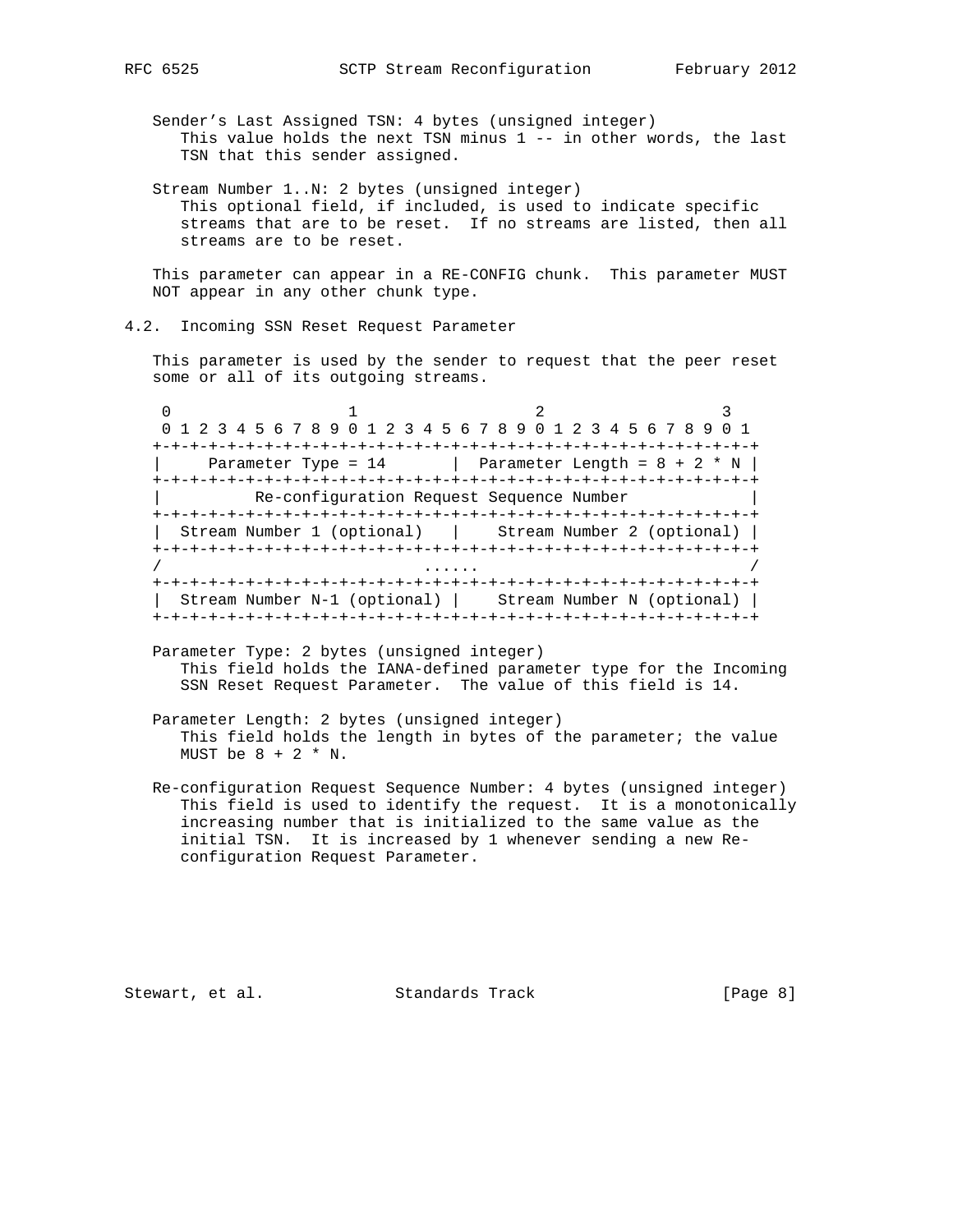Sender's Last Assigned TSN: 4 bytes (unsigned integer)
This value holds the next TSN minus 1 -- in other words, the last TSN that this sender assigned.

Stream Number 1..N: 2 bytes (unsigned integer)
This optional field, if included, is used to indicate specific streams that are to be reset. If no streams are listed, then all streams are to be reset.

This parameter can appear in a RE-CONFIG chunk. This parameter MUST NOT appear in any other chunk type.

## 4.2. Incoming SSN Reset Request Parameter

This parameter is used by the sender to request that the peer reset some or all of its outgoing streams.

```
 0                   1                   2                   3
 0 1 2 3 4 5 6 7 8 9 0 1 2 3 4 5 6 7 8 9 0 1 2 3 4 5 6 7 8 9 0 1
+-+-+-+-+-+-+-+-+-+-+-+-+-+-+-+-+-+-+-+-+-+-+-+-+-+-+-+-+-+-+-+-+
|     Parameter Type = 14       | Parameter Length = 8 + 2 * N  |
+-+-+-+-+-+-+-+-+-+-+-+-+-+-+-+-+-+-+-+-+-+-+-+-+-+-+-+-+-+-+-+-+
|          Re-configuration Request Sequence Number             |
+-+-+-+-+-+-+-+-+-+-+-+-+-+-+-+-+-+-+-+-+-+-+-+-+-+-+-+-+-+-+-+-+
|  Stream Number 1 (optional)   |    Stream Number 2 (optional) |
+-+-+-+-+-+-+-+-+-+-+-+-+-+-+-+-+-+-+-+-+-+-+-+-+-+-+-+-+-+-+-+-+
/                            ......                             /
+-+-+-+-+-+-+-+-+-+-+-+-+-+-+-+-+-+-+-+-+-+-+-+-+-+-+-+-+-+-+-+-+
|  Stream Number N-1 (optional) |    Stream Number N (optional) |
+-+-+-+-+-+-+-+-+-+-+-+-+-+-+-+-+-+-+-+-+-+-+-+-+-+-+-+-+-+-+-+-+
```

Parameter Type: 2 bytes (unsigned integer)
This field holds the IANA-defined parameter type for the Incoming SSN Reset Request Parameter. The value of this field is 14.

Parameter Length: 2 bytes (unsigned integer)
This field holds the length in bytes of the parameter; the value MUST be 8 + 2 * N.

Re-configuration Request Sequence Number: 4 bytes (unsigned integer)
This field is used to identify the request. It is a monotonically increasing number that is initialized to the same value as the initial TSN. It is increased by 1 whenever sending a new Re-configuration Request Parameter.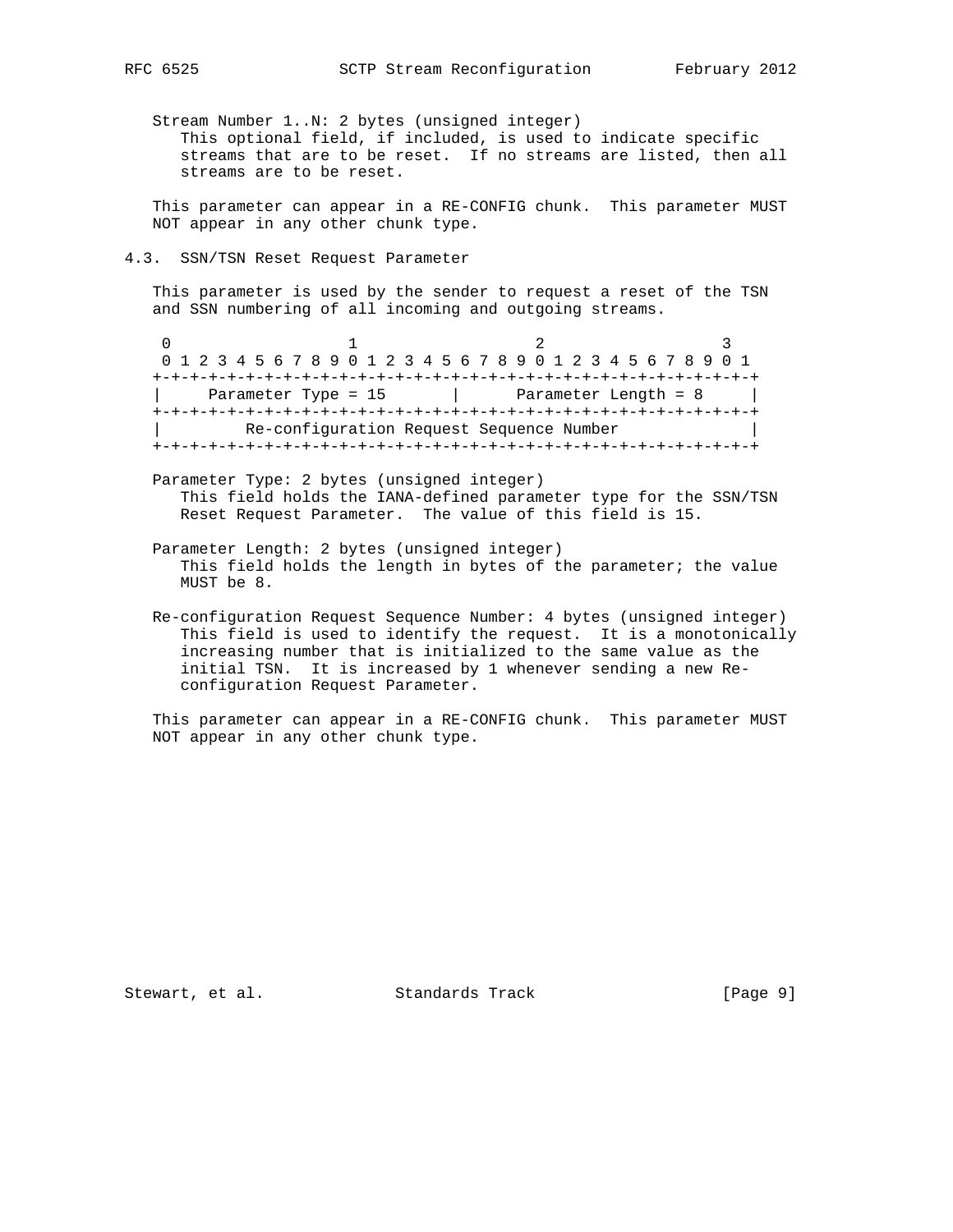Stream Number 1..N: 2 bytes (unsigned integer)
This optional field, if included, is used to indicate specific streams that are to be reset. If no streams are listed, then all streams are to be reset.

This parameter can appear in a RE-CONFIG chunk. This parameter MUST NOT appear in any other chunk type.

### 4.3. SSN/TSN Reset Request Parameter

This parameter is used by the sender to request a reset of the TSN and SSN numbering of all incoming and outgoing streams.

```
 0                   1                   2                   3
 0 1 2 3 4 5 6 7 8 9 0 1 2 3 4 5 6 7 8 9 0 1 2 3 4 5 6 7 8 9 0 1
+-+-+-+-+-+-+-+-+-+-+-+-+-+-+-+-+-+-+-+-+-+-+-+-+-+-+-+-+-+-+-+-+
|     Parameter Type = 15       |      Parameter Length = 8     |
+-+-+-+-+-+-+-+-+-+-+-+-+-+-+-+-+-+-+-+-+-+-+-+-+-+-+-+-+-+-+-+-+
|         Re-configuration Request Sequence Number              |
+-+-+-+-+-+-+-+-+-+-+-+-+-+-+-+-+-+-+-+-+-+-+-+-+-+-+-+-+-+-+-+-+
```

Parameter Type: 2 bytes (unsigned integer)
This field holds the IANA-defined parameter type for the SSN/TSN Reset Request Parameter. The value of this field is 15.

Parameter Length: 2 bytes (unsigned integer)
This field holds the length in bytes of the parameter; the value MUST be 8.

Re-configuration Request Sequence Number: 4 bytes (unsigned integer)
This field is used to identify the request. It is a monotonically increasing number that is initialized to the same value as the initial TSN. It is increased by 1 whenever sending a new Re-configuration Request Parameter.

This parameter can appear in a RE-CONFIG chunk. This parameter MUST NOT appear in any other chunk type.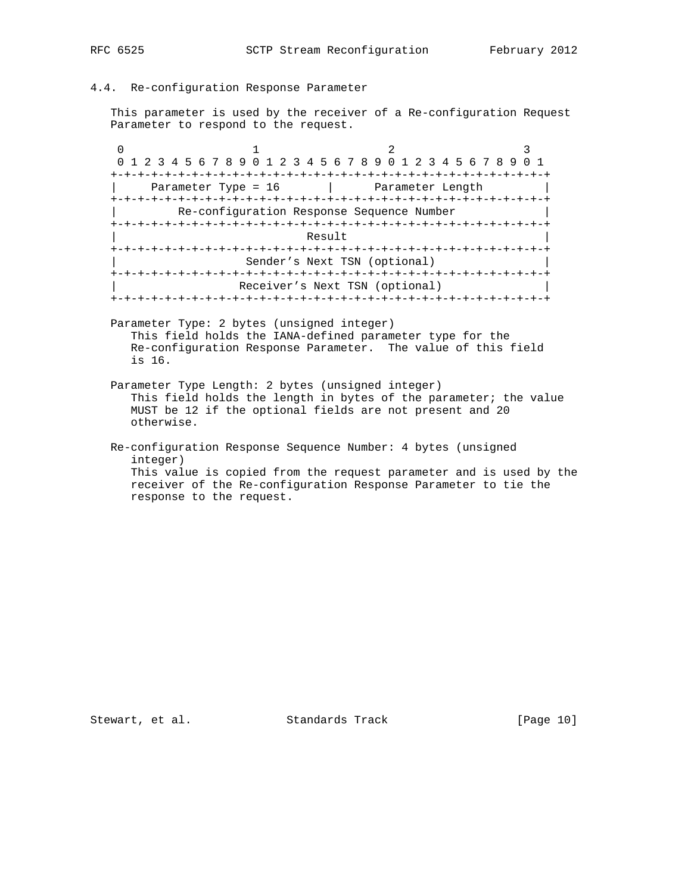### 4.4. Re-configuration Response Parameter

This parameter is used by the receiver of a Re-configuration Request Parameter to respond to the request.

```
 0                   1                   2                   3
 0 1 2 3 4 5 6 7 8 9 0 1 2 3 4 5 6 7 8 9 0 1 2 3 4 5 6 7 8 9 0 1
+-+-+-+-+-+-+-+-+-+-+-+-+-+-+-+-+-+-+-+-+-+-+-+-+-+-+-+-+-+-+-+-+
|     Parameter Type = 16       |      Parameter Length         |
+-+-+-+-+-+-+-+-+-+-+-+-+-+-+-+-+-+-+-+-+-+-+-+-+-+-+-+-+-+-+-+-+
|         Re-configuration Response Sequence Number             |
+-+-+-+-+-+-+-+-+-+-+-+-+-+-+-+-+-+-+-+-+-+-+-+-+-+-+-+-+-+-+-+-+
|                            Result                             |
+-+-+-+-+-+-+-+-+-+-+-+-+-+-+-+-+-+-+-+-+-+-+-+-+-+-+-+-+-+-+-+-+
|                   Sender's Next TSN (optional)                |
+-+-+-+-+-+-+-+-+-+-+-+-+-+-+-+-+-+-+-+-+-+-+-+-+-+-+-+-+-+-+-+-+
|                  Receiver's Next TSN (optional)               |
+-+-+-+-+-+-+-+-+-+-+-+-+-+-+-+-+-+-+-+-+-+-+-+-+-+-+-+-+-+-+-+-+
```

Parameter Type: 2 bytes (unsigned integer)
This field holds the IANA-defined parameter type for the Re-configuration Response Parameter. The value of this field is 16.

Parameter Type Length: 2 bytes (unsigned integer)
This field holds the length in bytes of the parameter; the value MUST be 12 if the optional fields are not present and 20 otherwise.

Re-configuration Response Sequence Number: 4 bytes (unsigned integer)
This value is copied from the request parameter and is used by the receiver of the Re-configuration Response Parameter to tie the response to the request.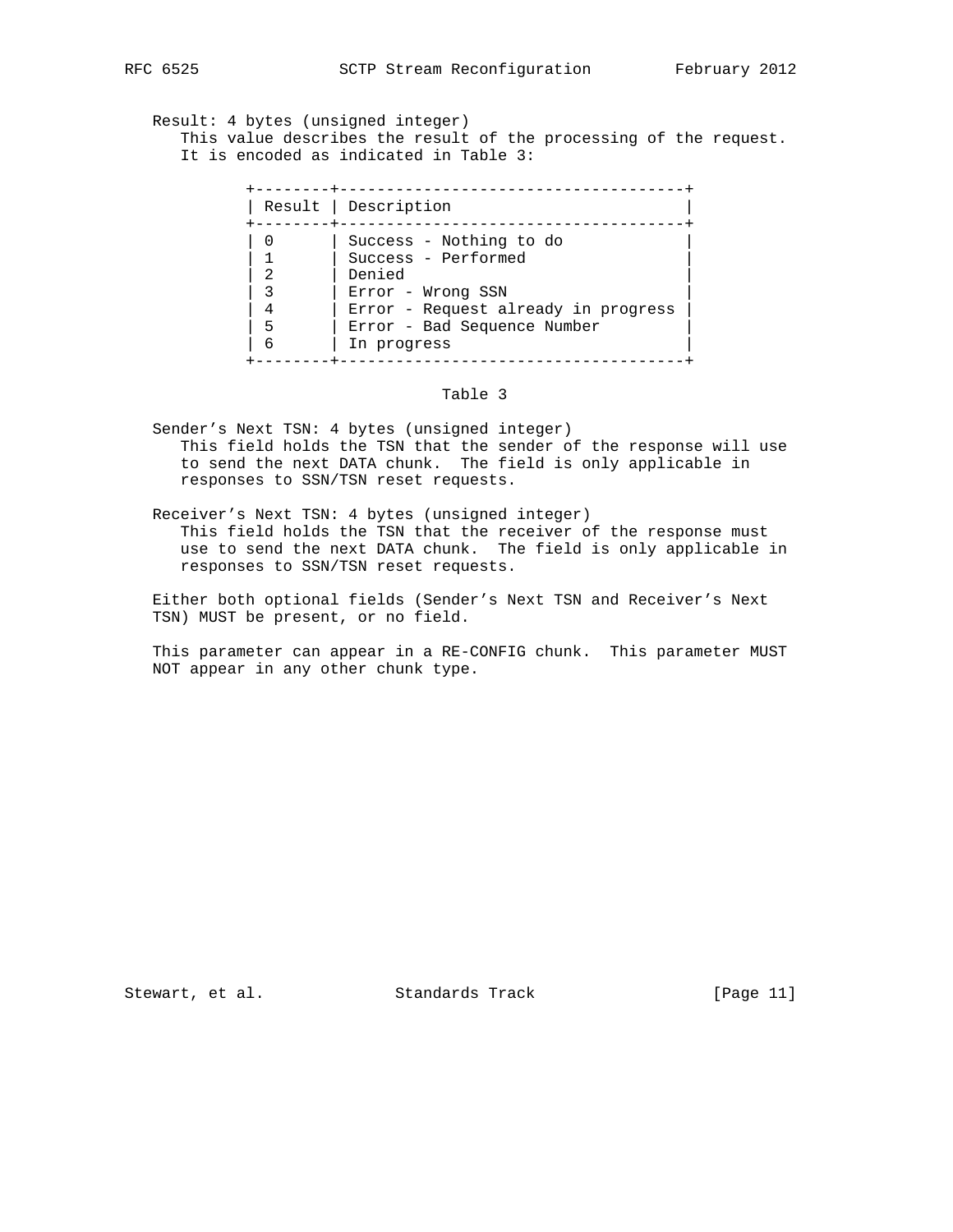Result: 4 bytes (unsigned integer)
This value describes the result of the processing of the request. It is encoded as indicated in Table 3:

| Result | Description |
|---|---|
| 0 | Success - Nothing to do |
| 1 | Success - Performed |
| 2 | Denied |
| 3 | Error - Wrong SSN |
| 4 | Error - Request already in progress |
| 5 | Error - Bad Sequence Number |
| 6 | In progress |

Table 3

Sender’s Next TSN: 4 bytes (unsigned integer)
This field holds the TSN that the sender of the response will use to send the next DATA chunk. The field is only applicable in responses to SSN/TSN reset requests.

Receiver’s Next TSN: 4 bytes (unsigned integer)
This field holds the TSN that the receiver of the response must use to send the next DATA chunk. The field is only applicable in responses to SSN/TSN reset requests.

Either both optional fields (Sender’s Next TSN and Receiver’s Next TSN) MUST be present, or no field.

This parameter can appear in a RE-CONFIG chunk. This parameter MUST NOT appear in any other chunk type.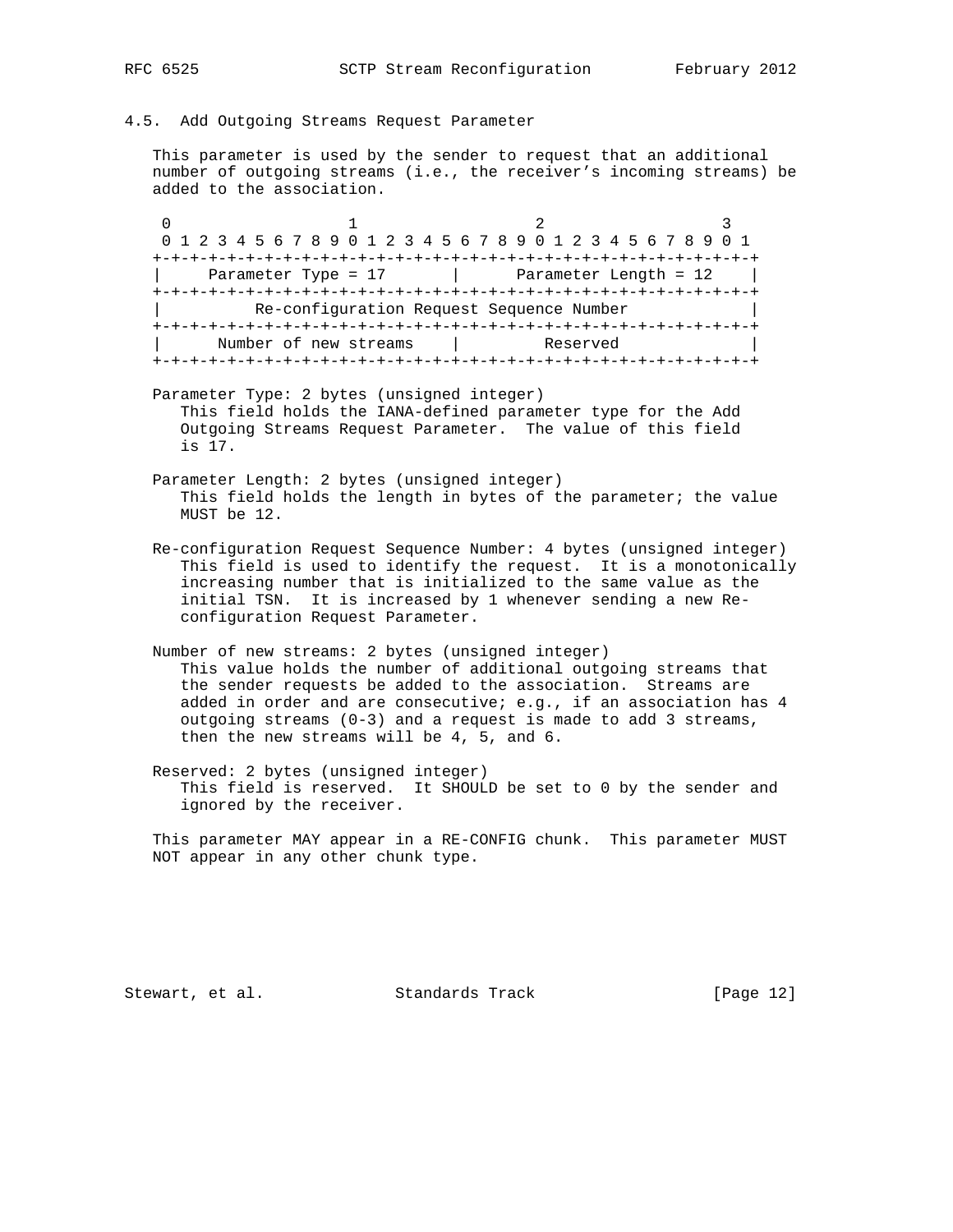### 4.5. Add Outgoing Streams Request Parameter

This parameter is used by the sender to request that an additional number of outgoing streams (i.e., the receiver's incoming streams) be added to the association.

```
 0                   1                   2                   3
 0 1 2 3 4 5 6 7 8 9 0 1 2 3 4 5 6 7 8 9 0 1 2 3 4 5 6 7 8 9 0 1
+-+-+-+-+-+-+-+-+-+-+-+-+-+-+-+-+-+-+-+-+-+-+-+-+-+-+-+-+-+-+-+-+
|     Parameter Type = 17       |      Parameter Length = 12    |
+-+-+-+-+-+-+-+-+-+-+-+-+-+-+-+-+-+-+-+-+-+-+-+-+-+-+-+-+-+-+-+-+
|          Re-configuration Request Sequence Number             |
+-+-+-+-+-+-+-+-+-+-+-+-+-+-+-+-+-+-+-+-+-+-+-+-+-+-+-+-+-+-+-+-+
|      Number of new streams    |         Reserved              |
+-+-+-+-+-+-+-+-+-+-+-+-+-+-+-+-+-+-+-+-+-+-+-+-+-+-+-+-+-+-+-+-+
```

Parameter Type: 2 bytes (unsigned integer)
This field holds the IANA-defined parameter type for the Add Outgoing Streams Request Parameter. The value of this field is 17.

Parameter Length: 2 bytes (unsigned integer)
This field holds the length in bytes of the parameter; the value MUST be 12.

Re-configuration Request Sequence Number: 4 bytes (unsigned integer)
This field is used to identify the request. It is a monotonically increasing number that is initialized to the same value as the initial TSN. It is increased by 1 whenever sending a new Re-configuration Request Parameter.

Number of new streams: 2 bytes (unsigned integer)
This value holds the number of additional outgoing streams that the sender requests be added to the association. Streams are added in order and are consecutive; e.g., if an association has 4 outgoing streams (0-3) and a request is made to add 3 streams, then the new streams will be 4, 5, and 6.

Reserved: 2 bytes (unsigned integer)
This field is reserved. It SHOULD be set to 0 by the sender and ignored by the receiver.

This parameter MAY appear in a RE-CONFIG chunk. This parameter MUST NOT appear in any other chunk type.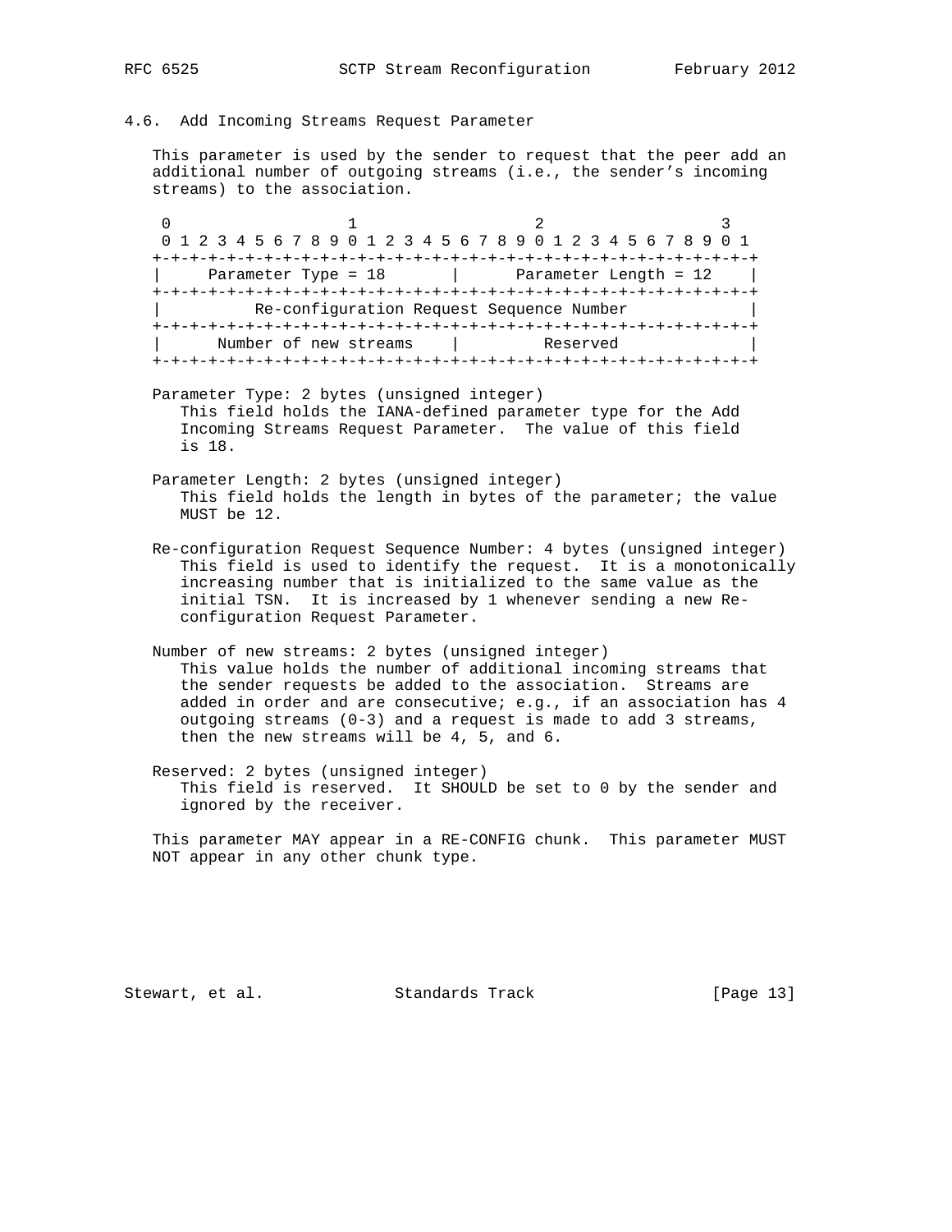### 4.6. Add Incoming Streams Request Parameter

This parameter is used by the sender to request that the peer add an additional number of outgoing streams (i.e., the sender's incoming streams) to the association.

```
 0                   1                   2                   3
 0 1 2 3 4 5 6 7 8 9 0 1 2 3 4 5 6 7 8 9 0 1 2 3 4 5 6 7 8 9 0 1
+-+-+-+-+-+-+-+-+-+-+-+-+-+-+-+-+-+-+-+-+-+-+-+-+-+-+-+-+-+-+-+-+
|     Parameter Type = 18       |      Parameter Length = 12    |
+-+-+-+-+-+-+-+-+-+-+-+-+-+-+-+-+-+-+-+-+-+-+-+-+-+-+-+-+-+-+-+-+
|          Re-configuration Request Sequence Number             |
+-+-+-+-+-+-+-+-+-+-+-+-+-+-+-+-+-+-+-+-+-+-+-+-+-+-+-+-+-+-+-+-+
|      Number of new streams    |         Reserved              |
+-+-+-+-+-+-+-+-+-+-+-+-+-+-+-+-+-+-+-+-+-+-+-+-+-+-+-+-+-+-+-+-+
```

Parameter Type: 2 bytes (unsigned integer)
  This field holds the IANA-defined parameter type for the Add Incoming Streams Request Parameter. The value of this field is 18.

Parameter Length: 2 bytes (unsigned integer)
  This field holds the length in bytes of the parameter; the value MUST be 12.

Re-configuration Request Sequence Number: 4 bytes (unsigned integer)
  This field is used to identify the request. It is a monotonically increasing number that is initialized to the same value as the initial TSN. It is increased by 1 whenever sending a new Re-configuration Request Parameter.

Number of new streams: 2 bytes (unsigned integer)
  This value holds the number of additional incoming streams that the sender requests be added to the association. Streams are added in order and are consecutive; e.g., if an association has 4 outgoing streams (0-3) and a request is made to add 3 streams, then the new streams will be 4, 5, and 6.

Reserved: 2 bytes (unsigned integer)
  This field is reserved. It SHOULD be set to 0 by the sender and ignored by the receiver.

This parameter MAY appear in a RE-CONFIG chunk. This parameter MUST NOT appear in any other chunk type.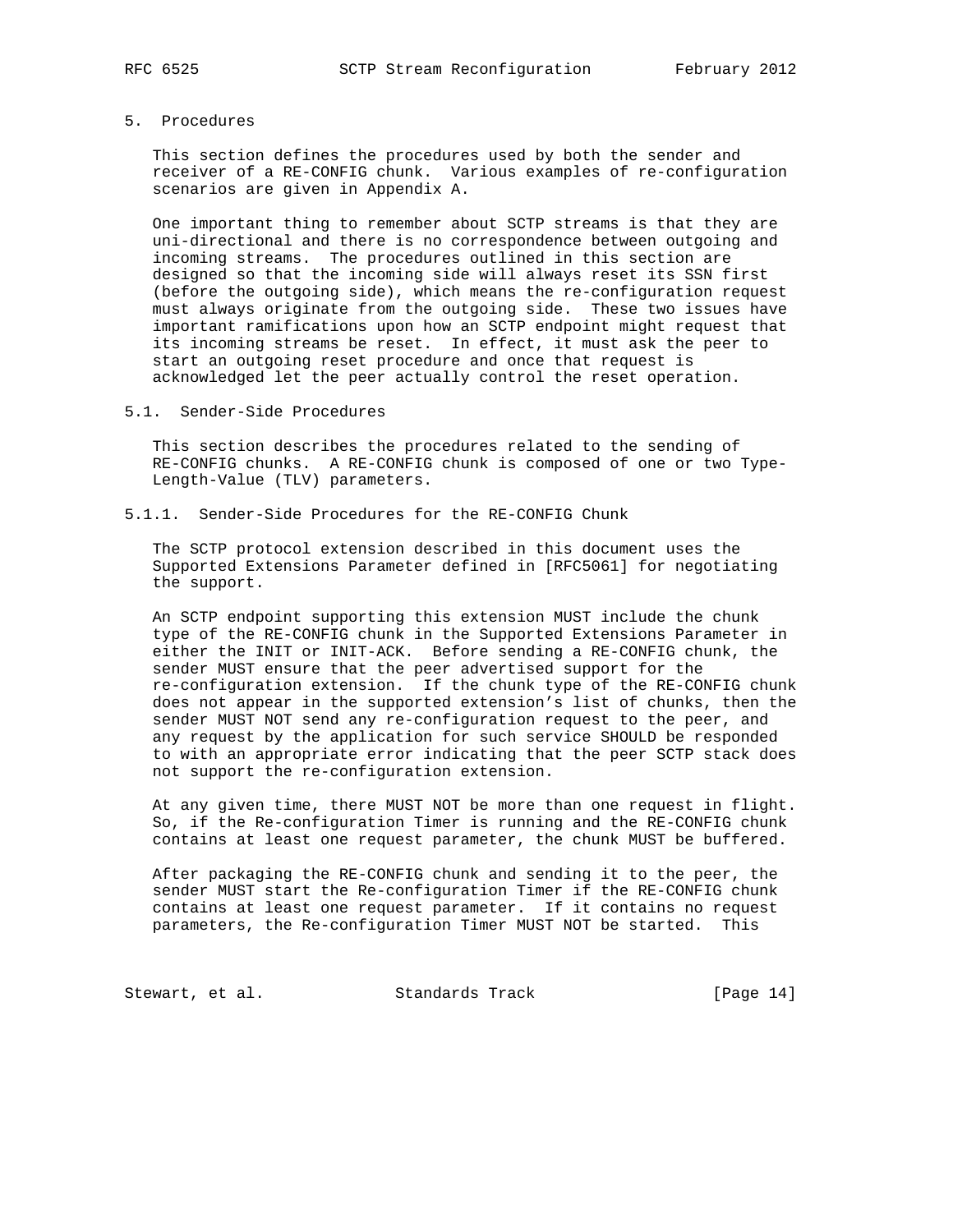## 5. Procedures

This section defines the procedures used by both the sender and receiver of a RE-CONFIG chunk. Various examples of re-configuration scenarios are given in Appendix A.

One important thing to remember about SCTP streams is that they are uni-directional and there is no correspondence between outgoing and incoming streams. The procedures outlined in this section are designed so that the incoming side will always reset its SSN first (before the outgoing side), which means the re-configuration request must always originate from the outgoing side. These two issues have important ramifications upon how an SCTP endpoint might request that its incoming streams be reset. In effect, it must ask the peer to start an outgoing reset procedure and once that request is acknowledged let the peer actually control the reset operation.

### 5.1. Sender-Side Procedures

This section describes the procedures related to the sending of RE-CONFIG chunks. A RE-CONFIG chunk is composed of one or two Type-Length-Value (TLV) parameters.

#### 5.1.1. Sender-Side Procedures for the RE-CONFIG Chunk

The SCTP protocol extension described in this document uses the Supported Extensions Parameter defined in [RFC5061] for negotiating the support.

An SCTP endpoint supporting this extension MUST include the chunk type of the RE-CONFIG chunk in the Supported Extensions Parameter in either the INIT or INIT-ACK. Before sending a RE-CONFIG chunk, the sender MUST ensure that the peer advertised support for the re-configuration extension. If the chunk type of the RE-CONFIG chunk does not appear in the supported extension's list of chunks, then the sender MUST NOT send any re-configuration request to the peer, and any request by the application for such service SHOULD be responded to with an appropriate error indicating that the peer SCTP stack does not support the re-configuration extension.

At any given time, there MUST NOT be more than one request in flight. So, if the Re-configuration Timer is running and the RE-CONFIG chunk contains at least one request parameter, the chunk MUST be buffered.

After packaging the RE-CONFIG chunk and sending it to the peer, the sender MUST start the Re-configuration Timer if the RE-CONFIG chunk contains at least one request parameter. If it contains no request parameters, the Re-configuration Timer MUST NOT be started. This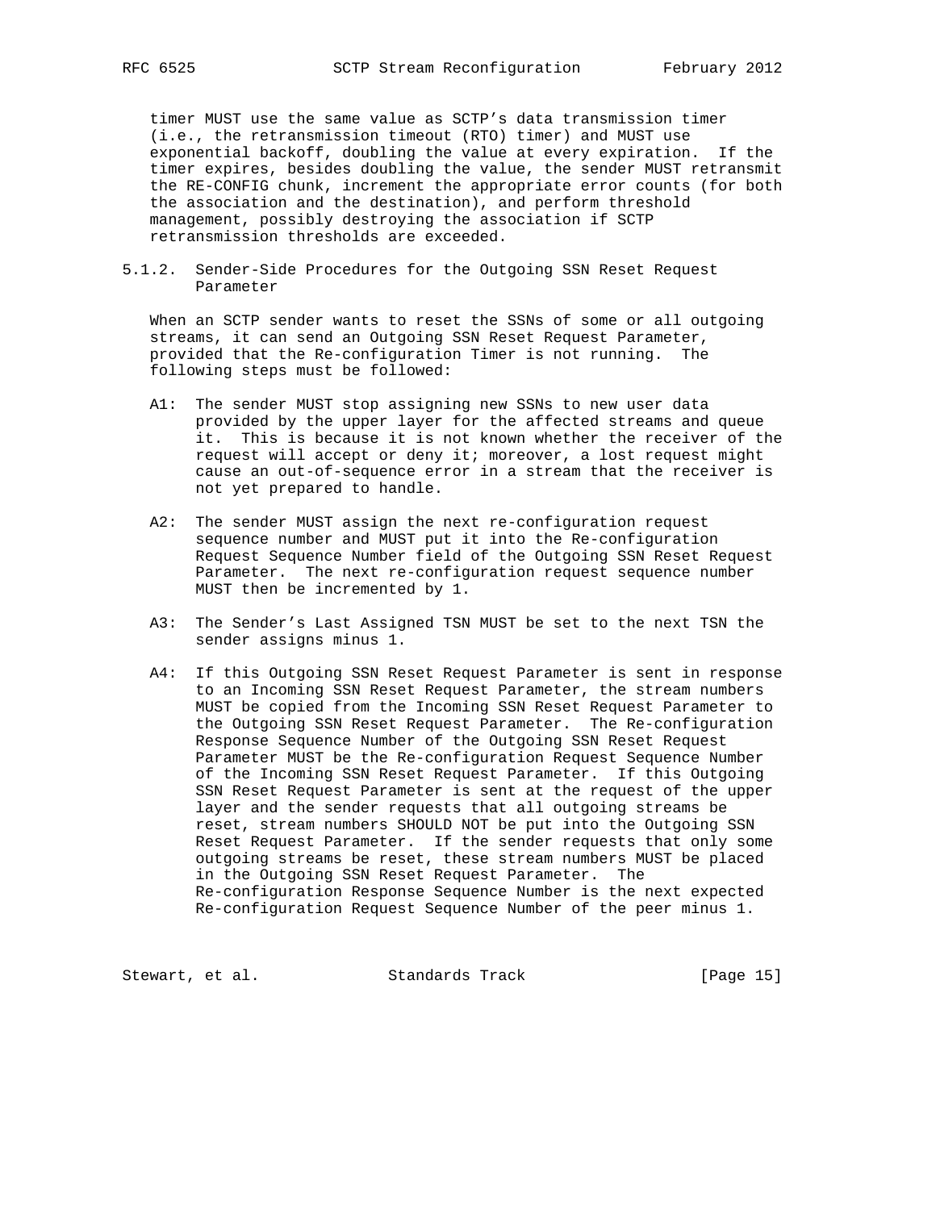timer MUST use the same value as SCTP's data transmission timer (i.e., the retransmission timeout (RTO) timer) and MUST use exponential backoff, doubling the value at every expiration. If the timer expires, besides doubling the value, the sender MUST retransmit the RE-CONFIG chunk, increment the appropriate error counts (for both the association and the destination), and perform threshold management, possibly destroying the association if SCTP retransmission thresholds are exceeded.

### 5.1.2. Sender-Side Procedures for the Outgoing SSN Reset Request Parameter

When an SCTP sender wants to reset the SSNs of some or all outgoing streams, it can send an Outgoing SSN Reset Request Parameter, provided that the Re-configuration Timer is not running. The following steps must be followed:

A1: The sender MUST stop assigning new SSNs to new user data provided by the upper layer for the affected streams and queue it. This is because it is not known whether the receiver of the request will accept or deny it; moreover, a lost request might cause an out-of-sequence error in a stream that the receiver is not yet prepared to handle.

A2: The sender MUST assign the next re-configuration request sequence number and MUST put it into the Re-configuration Request Sequence Number field of the Outgoing SSN Reset Request Parameter. The next re-configuration request sequence number MUST then be incremented by 1.

A3: The Sender's Last Assigned TSN MUST be set to the next TSN the sender assigns minus 1.

A4: If this Outgoing SSN Reset Request Parameter is sent in response to an Incoming SSN Reset Request Parameter, the stream numbers MUST be copied from the Incoming SSN Reset Request Parameter to the Outgoing SSN Reset Request Parameter. The Re-configuration Response Sequence Number of the Outgoing SSN Reset Request Parameter MUST be the Re-configuration Request Sequence Number of the Incoming SSN Reset Request Parameter. If this Outgoing SSN Reset Request Parameter is sent at the request of the upper layer and the sender requests that all outgoing streams be reset, stream numbers SHOULD NOT be put into the Outgoing SSN Reset Request Parameter. If the sender requests that only some outgoing streams be reset, these stream numbers MUST be placed in the Outgoing SSN Reset Request Parameter. The Re-configuration Response Sequence Number is the next expected Re-configuration Request Sequence Number of the peer minus 1.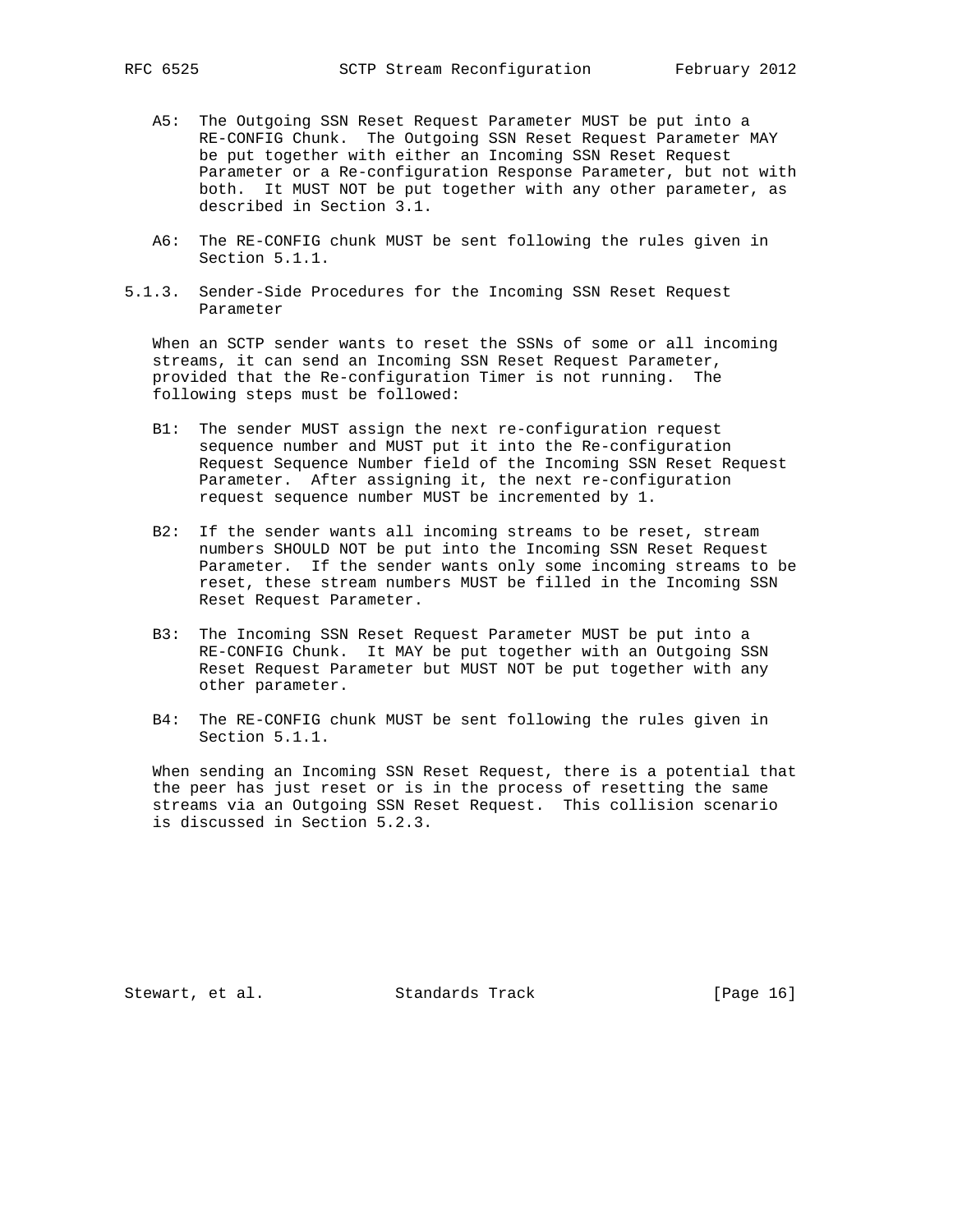A5: The Outgoing SSN Reset Request Parameter MUST be put into a RE-CONFIG Chunk. The Outgoing SSN Reset Request Parameter MAY be put together with either an Incoming SSN Reset Request Parameter or a Re-configuration Response Parameter, but not with both. It MUST NOT be put together with any other parameter, as described in Section 3.1.

A6: The RE-CONFIG chunk MUST be sent following the rules given in Section 5.1.1.

### 5.1.3. Sender-Side Procedures for the Incoming SSN Reset Request Parameter

When an SCTP sender wants to reset the SSNs of some or all incoming streams, it can send an Incoming SSN Reset Request Parameter, provided that the Re-configuration Timer is not running. The following steps must be followed:

B1: The sender MUST assign the next re-configuration request sequence number and MUST put it into the Re-configuration Request Sequence Number field of the Incoming SSN Reset Request Parameter. After assigning it, the next re-configuration request sequence number MUST be incremented by 1.

B2: If the sender wants all incoming streams to be reset, stream numbers SHOULD NOT be put into the Incoming SSN Reset Request Parameter. If the sender wants only some incoming streams to be reset, these stream numbers MUST be filled in the Incoming SSN Reset Request Parameter.

B3: The Incoming SSN Reset Request Parameter MUST be put into a RE-CONFIG Chunk. It MAY be put together with an Outgoing SSN Reset Request Parameter but MUST NOT be put together with any other parameter.

B4: The RE-CONFIG chunk MUST be sent following the rules given in Section 5.1.1.

When sending an Incoming SSN Reset Request, there is a potential that the peer has just reset or is in the process of resetting the same streams via an Outgoing SSN Reset Request. This collision scenario is discussed in Section 5.2.3.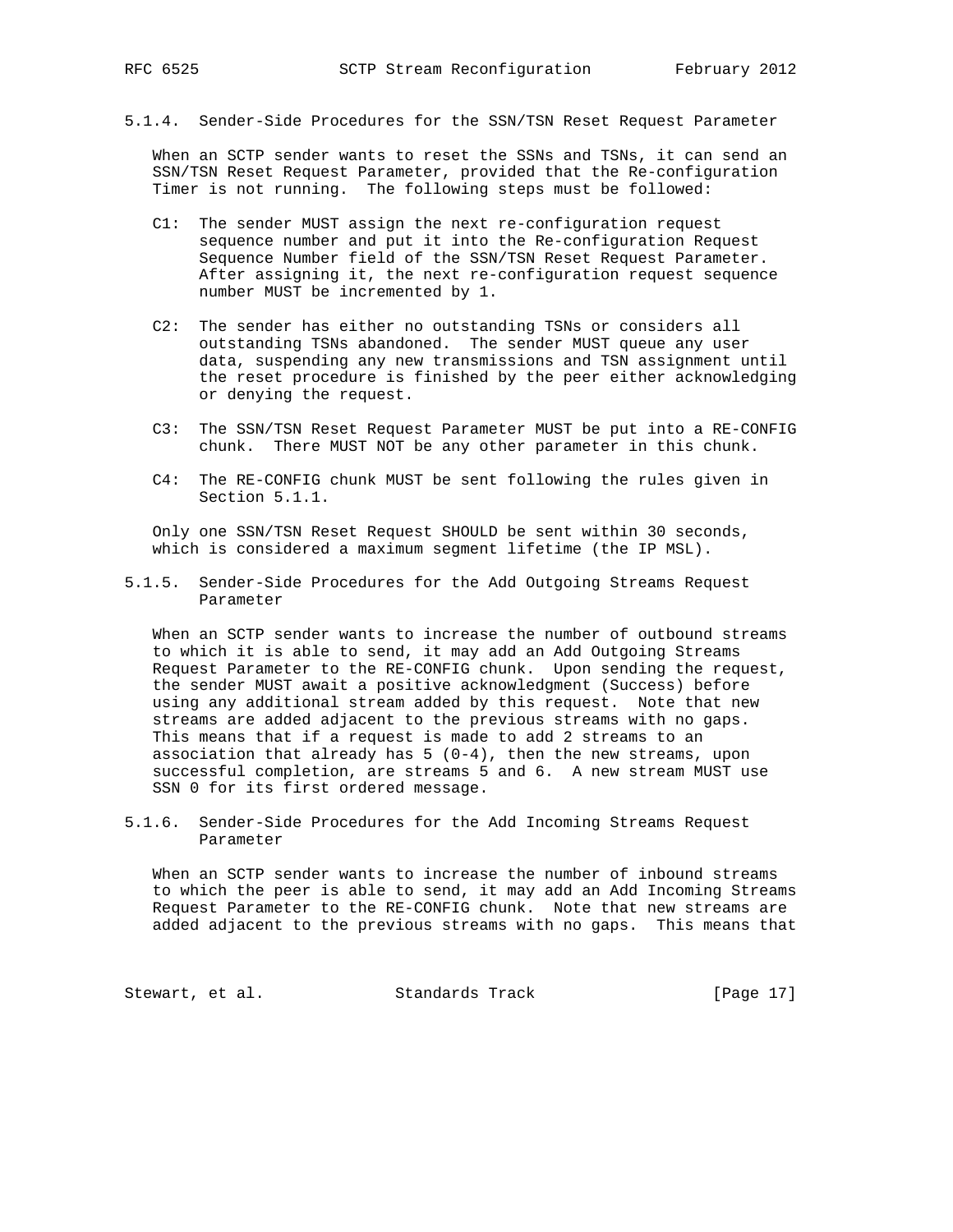### 5.1.4. Sender-Side Procedures for the SSN/TSN Reset Request Parameter

When an SCTP sender wants to reset the SSNs and TSNs, it can send an SSN/TSN Reset Request Parameter, provided that the Re-configuration Timer is not running. The following steps must be followed:

C1: The sender MUST assign the next re-configuration request sequence number and put it into the Re-configuration Request Sequence Number field of the SSN/TSN Reset Request Parameter. After assigning it, the next re-configuration request sequence number MUST be incremented by 1.

C2: The sender has either no outstanding TSNs or considers all outstanding TSNs abandoned. The sender MUST queue any user data, suspending any new transmissions and TSN assignment until the reset procedure is finished by the peer either acknowledging or denying the request.

C3: The SSN/TSN Reset Request Parameter MUST be put into a RE-CONFIG chunk. There MUST NOT be any other parameter in this chunk.

C4: The RE-CONFIG chunk MUST be sent following the rules given in Section 5.1.1.

Only one SSN/TSN Reset Request SHOULD be sent within 30 seconds, which is considered a maximum segment lifetime (the IP MSL).

### 5.1.5. Sender-Side Procedures for the Add Outgoing Streams Request Parameter

When an SCTP sender wants to increase the number of outbound streams to which it is able to send, it may add an Add Outgoing Streams Request Parameter to the RE-CONFIG chunk. Upon sending the request, the sender MUST await a positive acknowledgment (Success) before using any additional stream added by this request. Note that new streams are added adjacent to the previous streams with no gaps. This means that if a request is made to add 2 streams to an association that already has 5 (0-4), then the new streams, upon successful completion, are streams 5 and 6. A new stream MUST use SSN 0 for its first ordered message.

### 5.1.6. Sender-Side Procedures for the Add Incoming Streams Request Parameter

When an SCTP sender wants to increase the number of inbound streams to which the peer is able to send, it may add an Add Incoming Streams Request Parameter to the RE-CONFIG chunk. Note that new streams are added adjacent to the previous streams with no gaps. This means that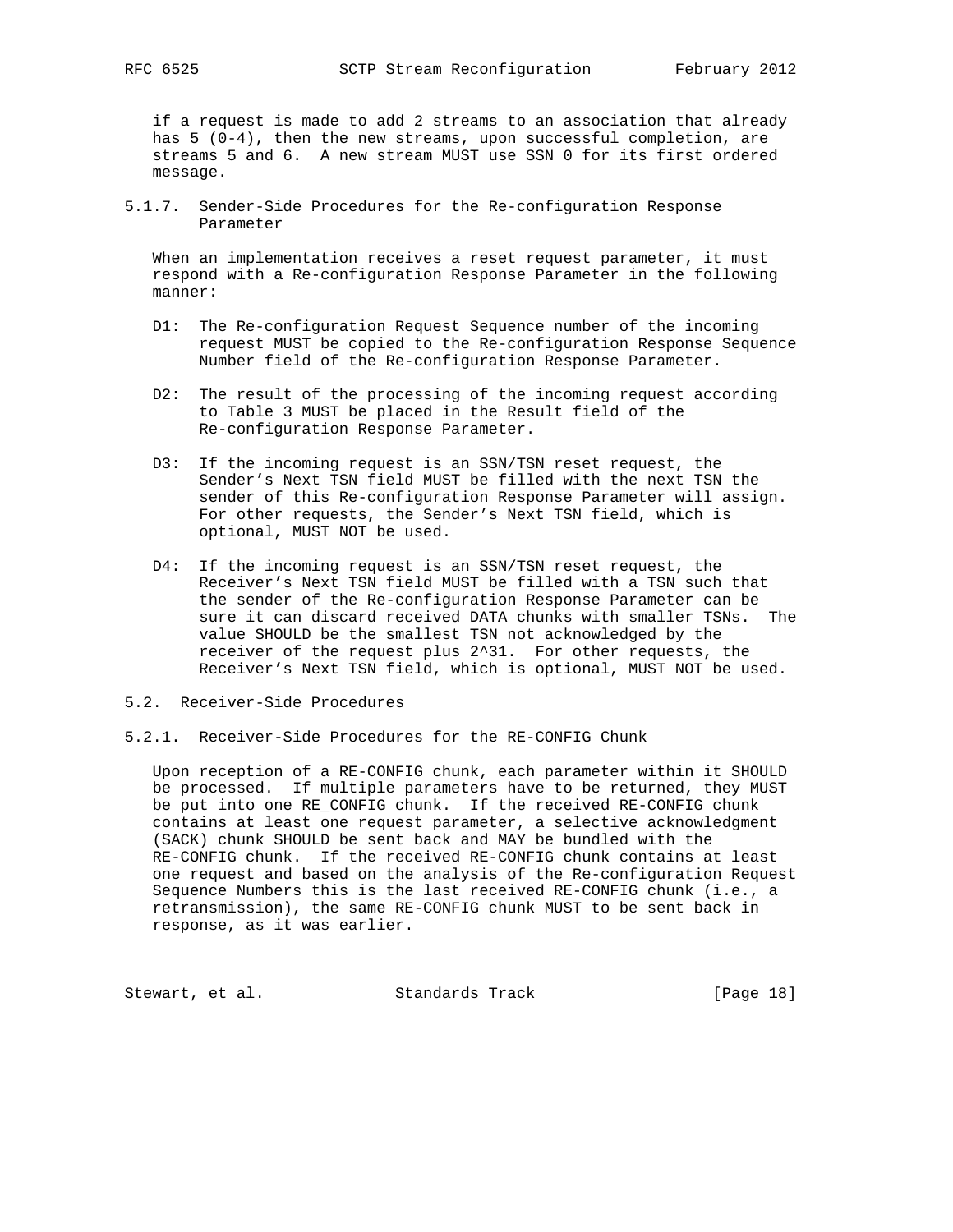if a request is made to add 2 streams to an association that already has 5 (0-4), then the new streams, upon successful completion, are streams 5 and 6. A new stream MUST use SSN 0 for its first ordered message.

#### 5.1.7. Sender-Side Procedures for the Re-configuration Response Parameter

When an implementation receives a reset request parameter, it must respond with a Re-configuration Response Parameter in the following manner:

D1: The Re-configuration Request Sequence number of the incoming request MUST be copied to the Re-configuration Response Sequence Number field of the Re-configuration Response Parameter.

D2: The result of the processing of the incoming request according to Table 3 MUST be placed in the Result field of the Re-configuration Response Parameter.

D3: If the incoming request is an SSN/TSN reset request, the Sender's Next TSN field MUST be filled with the next TSN the sender of this Re-configuration Response Parameter will assign. For other requests, the Sender's Next TSN field, which is optional, MUST NOT be used.

D4: If the incoming request is an SSN/TSN reset request, the Receiver's Next TSN field MUST be filled with a TSN such that the sender of the Re-configuration Response Parameter can be sure it can discard received DATA chunks with smaller TSNs. The value SHOULD be the smallest TSN not acknowledged by the receiver of the request plus $2^{31}$. For other requests, the Receiver's Next TSN field, which is optional, MUST NOT be used.

### 5.2. Receiver-Side Procedures

#### 5.2.1. Receiver-Side Procedures for the RE-CONFIG Chunk

Upon reception of a RE-CONFIG chunk, each parameter within it SHOULD be processed. If multiple parameters have to be returned, they MUST be put into one RE_CONFIG chunk. If the received RE-CONFIG chunk contains at least one request parameter, a selective acknowledgment (SACK) chunk SHOULD be sent back and MAY be bundled with the RE-CONFIG chunk. If the received RE-CONFIG chunk contains at least one request and based on the analysis of the Re-configuration Request Sequence Numbers this is the last received RE-CONFIG chunk (i.e., a retransmission), the same RE-CONFIG chunk MUST to be sent back in response, as it was earlier.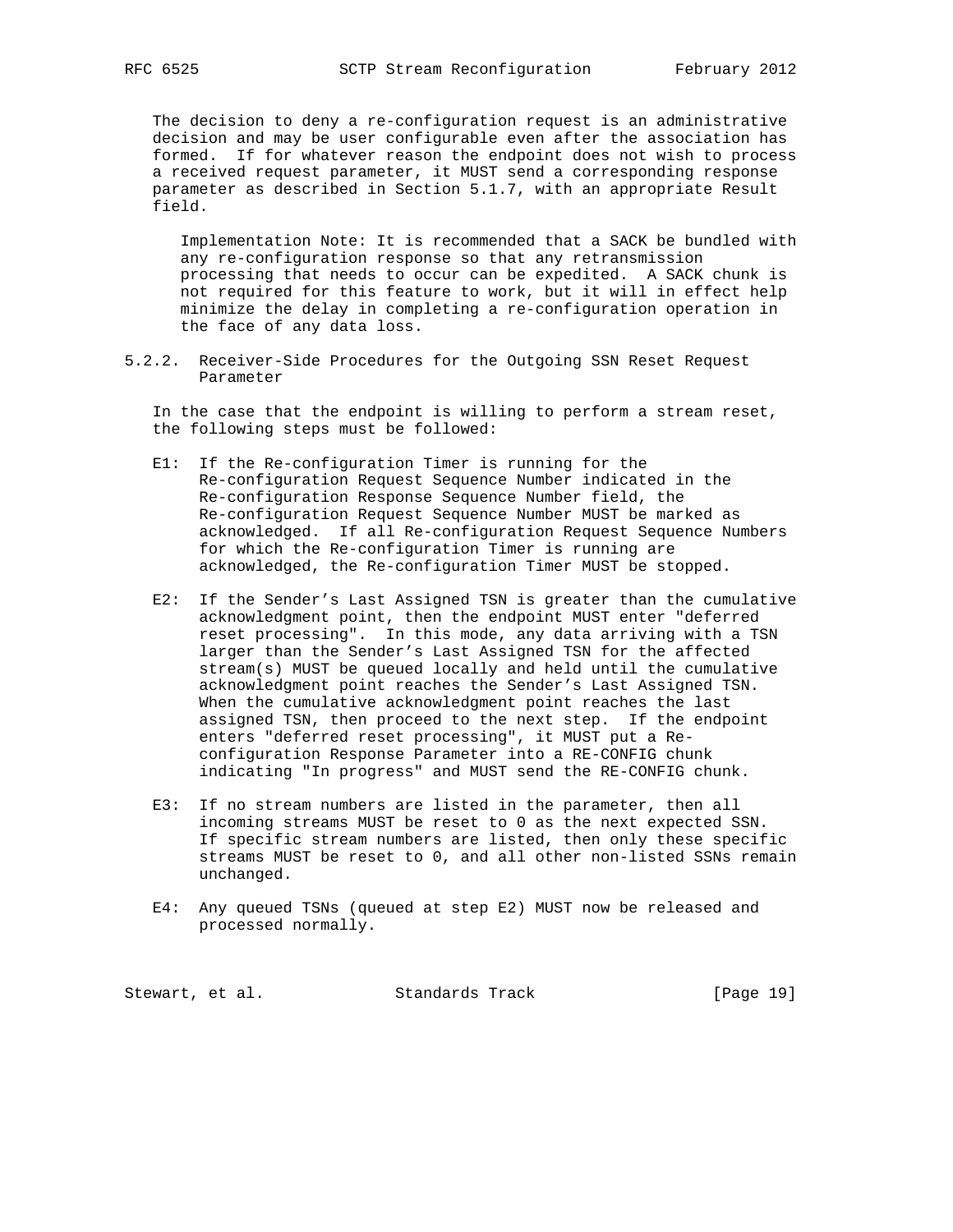The decision to deny a re-configuration request is an administrative decision and may be user configurable even after the association has formed. If for whatever reason the endpoint does not wish to process a received request parameter, it MUST send a corresponding response parameter as described in Section 5.1.7, with an appropriate Result field.

Implementation Note: It is recommended that a SACK be bundled with any re-configuration response so that any retransmission processing that needs to occur can be expedited. A SACK chunk is not required for this feature to work, but it will in effect help minimize the delay in completing a re-configuration operation in the face of any data loss.

### 5.2.2. Receiver-Side Procedures for the Outgoing SSN Reset Request Parameter

In the case that the endpoint is willing to perform a stream reset, the following steps must be followed:

E1: If the Re-configuration Timer is running for the Re-configuration Request Sequence Number indicated in the Re-configuration Response Sequence Number field, the Re-configuration Request Sequence Number MUST be marked as acknowledged. If all Re-configuration Request Sequence Numbers for which the Re-configuration Timer is running are acknowledged, the Re-configuration Timer MUST be stopped.

E2: If the Sender's Last Assigned TSN is greater than the cumulative acknowledgment point, then the endpoint MUST enter "deferred reset processing". In this mode, any data arriving with a TSN larger than the Sender's Last Assigned TSN for the affected stream(s) MUST be queued locally and held until the cumulative acknowledgment point reaches the Sender's Last Assigned TSN. When the cumulative acknowledgment point reaches the last assigned TSN, then proceed to the next step. If the endpoint enters "deferred reset processing", it MUST put a Re-configuration Response Parameter into a RE-CONFIG chunk indicating "In progress" and MUST send the RE-CONFIG chunk.

E3: If no stream numbers are listed in the parameter, then all incoming streams MUST be reset to 0 as the next expected SSN. If specific stream numbers are listed, then only these specific streams MUST be reset to 0, and all other non-listed SSNs remain unchanged.

E4: Any queued TSNs (queued at step E2) MUST now be released and processed normally.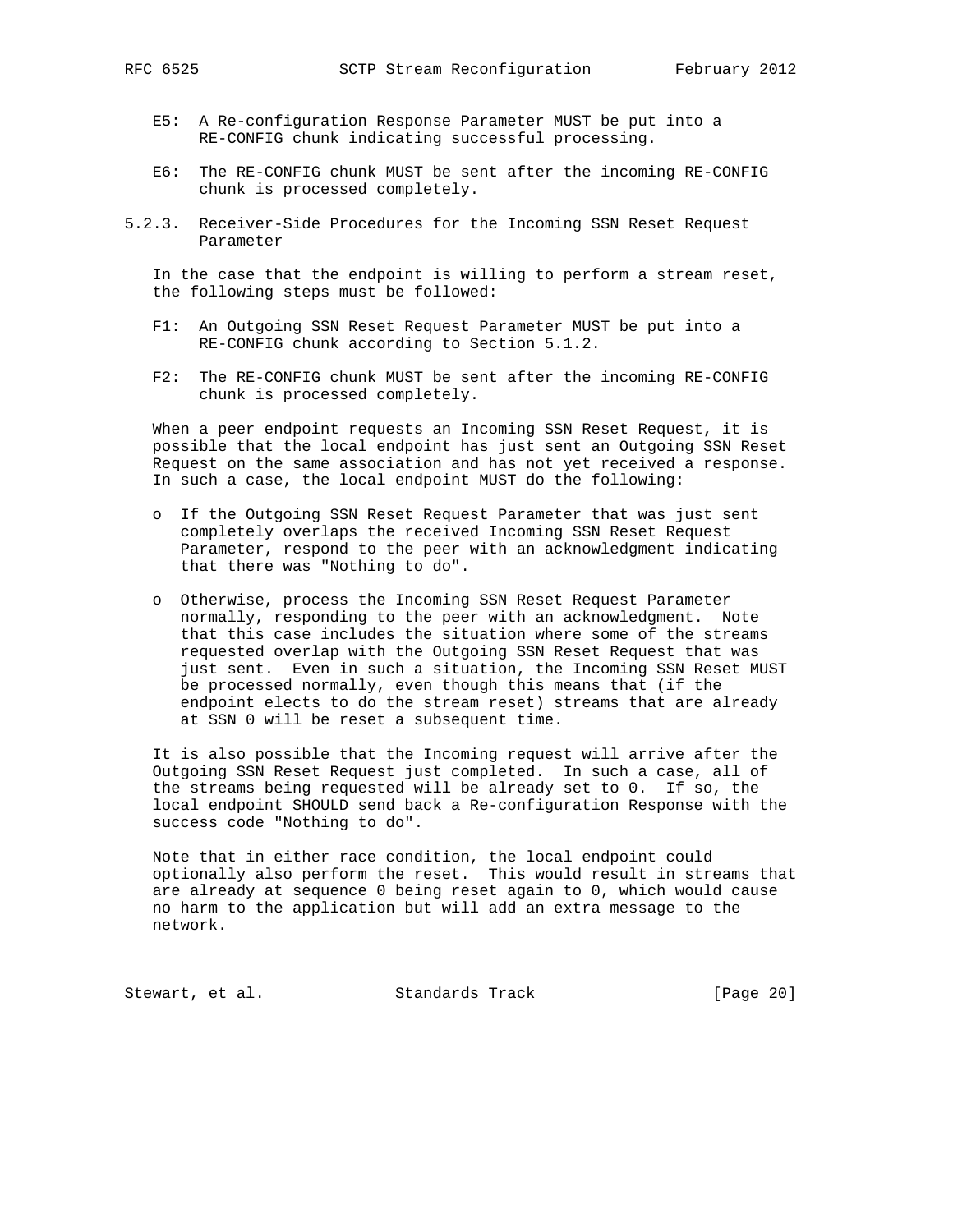E5: A Re-configuration Response Parameter MUST be put into a RE-CONFIG chunk indicating successful processing.

E6: The RE-CONFIG chunk MUST be sent after the incoming RE-CONFIG chunk is processed completely.

### 5.2.3. Receiver-Side Procedures for the Incoming SSN Reset Request Parameter

In the case that the endpoint is willing to perform a stream reset, the following steps must be followed:

F1: An Outgoing SSN Reset Request Parameter MUST be put into a RE-CONFIG chunk according to Section 5.1.2.

F2: The RE-CONFIG chunk MUST be sent after the incoming RE-CONFIG chunk is processed completely.

When a peer endpoint requests an Incoming SSN Reset Request, it is possible that the local endpoint has just sent an Outgoing SSN Reset Request on the same association and has not yet received a response. In such a case, the local endpoint MUST do the following:

- If the Outgoing SSN Reset Request Parameter that was just sent completely overlaps the received Incoming SSN Reset Request Parameter, respond to the peer with an acknowledgment indicating that there was "Nothing to do".

- Otherwise, process the Incoming SSN Reset Request Parameter normally, responding to the peer with an acknowledgment. Note that this case includes the situation where some of the streams requested overlap with the Outgoing SSN Reset Request that was just sent. Even in such a situation, the Incoming SSN Reset MUST be processed normally, even though this means that (if the endpoint elects to do the stream reset) streams that are already at SSN 0 will be reset a subsequent time.

It is also possible that the Incoming request will arrive after the Outgoing SSN Reset Request just completed. In such a case, all of the streams being requested will be already set to 0. If so, the local endpoint SHOULD send back a Re-configuration Response with the success code "Nothing to do".

Note that in either race condition, the local endpoint could optionally also perform the reset. This would result in streams that are already at sequence 0 being reset again to 0, which would cause no harm to the application but will add an extra message to the network.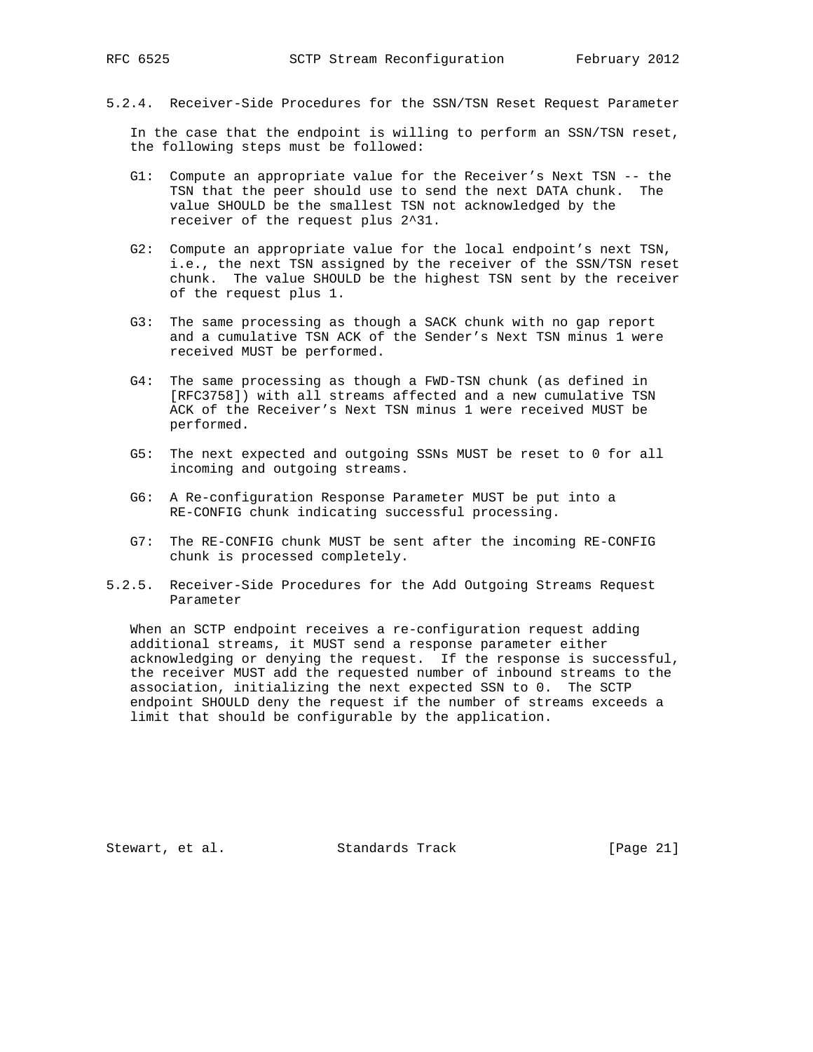### 5.2.4. Receiver-Side Procedures for the SSN/TSN Reset Request Parameter

In the case that the endpoint is willing to perform an SSN/TSN reset, the following steps must be followed:

G1: Compute an appropriate value for the Receiver's Next TSN -- the TSN that the peer should use to send the next DATA chunk. The value SHOULD be the smallest TSN not acknowledged by the receiver of the request plus $2^{31}$.

G2: Compute an appropriate value for the local endpoint's next TSN, i.e., the next TSN assigned by the receiver of the SSN/TSN reset chunk. The value SHOULD be the highest TSN sent by the receiver of the request plus 1.

G3: The same processing as though a SACK chunk with no gap report and a cumulative TSN ACK of the Sender's Next TSN minus 1 were received MUST be performed.

G4: The same processing as though a FWD-TSN chunk (as defined in [RFC3758]) with all streams affected and a new cumulative TSN ACK of the Receiver's Next TSN minus 1 were received MUST be performed.

G5: The next expected and outgoing SSNs MUST be reset to 0 for all incoming and outgoing streams.

G6: A Re-configuration Response Parameter MUST be put into a RE-CONFIG chunk indicating successful processing.

G7: The RE-CONFIG chunk MUST be sent after the incoming RE-CONFIG chunk is processed completely.

### 5.2.5. Receiver-Side Procedures for the Add Outgoing Streams Request Parameter

When an SCTP endpoint receives a re-configuration request adding additional streams, it MUST send a response parameter either acknowledging or denying the request. If the response is successful, the receiver MUST add the requested number of inbound streams to the association, initializing the next expected SSN to 0. The SCTP endpoint SHOULD deny the request if the number of streams exceeds a limit that should be configurable by the application.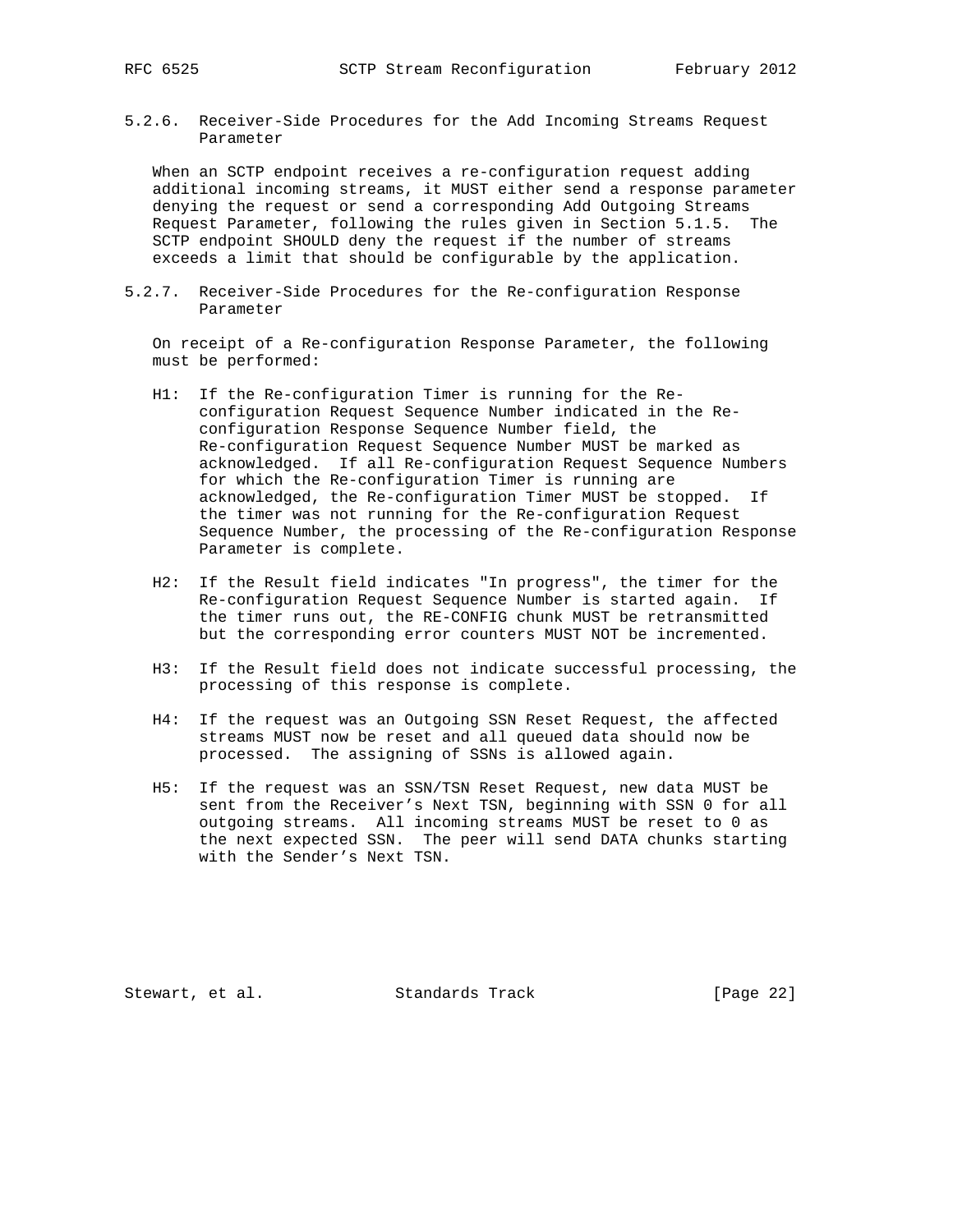### 5.2.6. Receiver-Side Procedures for the Add Incoming Streams Request Parameter

When an SCTP endpoint receives a re-configuration request adding additional incoming streams, it MUST either send a response parameter denying the request or send a corresponding Add Outgoing Streams Request Parameter, following the rules given in Section 5.1.5. The SCTP endpoint SHOULD deny the request if the number of streams exceeds a limit that should be configurable by the application.

### 5.2.7. Receiver-Side Procedures for the Re-configuration Response Parameter

On receipt of a Re-configuration Response Parameter, the following must be performed:

H1: If the Re-configuration Timer is running for the Re-configuration Request Sequence Number indicated in the Re-configuration Response Sequence Number field, the Re-configuration Request Sequence Number MUST be marked as acknowledged. If all Re-configuration Request Sequence Numbers for which the Re-configuration Timer is running are acknowledged, the Re-configuration Timer MUST be stopped. If the timer was not running for the Re-configuration Request Sequence Number, the processing of the Re-configuration Response Parameter is complete.

H2: If the Result field indicates "In progress", the timer for the Re-configuration Request Sequence Number is started again. If the timer runs out, the RE-CONFIG chunk MUST be retransmitted but the corresponding error counters MUST NOT be incremented.

H3: If the Result field does not indicate successful processing, the processing of this response is complete.

H4: If the request was an Outgoing SSN Reset Request, the affected streams MUST now be reset and all queued data should now be processed. The assigning of SSNs is allowed again.

H5: If the request was an SSN/TSN Reset Request, new data MUST be sent from the Receiver's Next TSN, beginning with SSN 0 for all outgoing streams. All incoming streams MUST be reset to 0 as the next expected SSN. The peer will send DATA chunks starting with the Sender's Next TSN.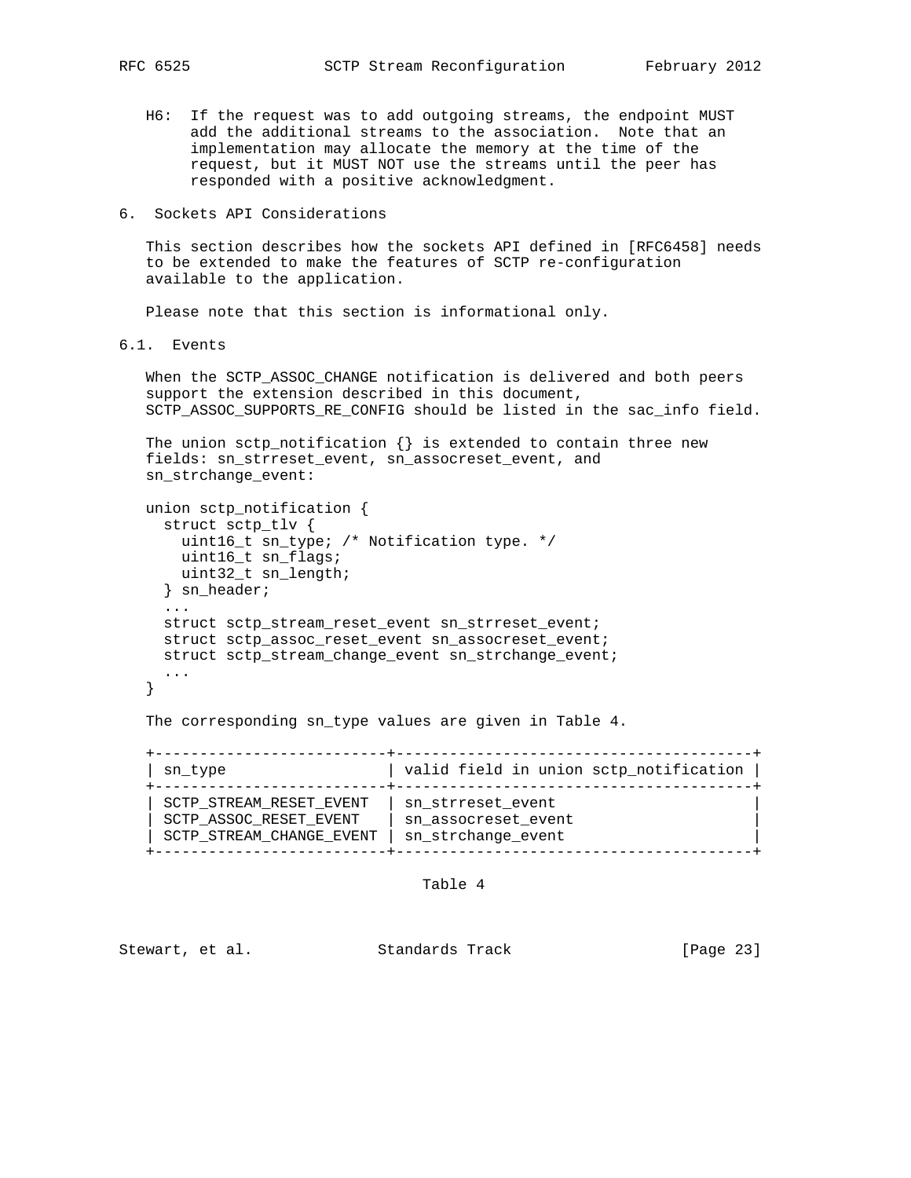H6: If the request was to add outgoing streams, the endpoint MUST add the additional streams to the association. Note that an implementation may allocate the memory at the time of the request, but it MUST NOT use the streams until the peer has responded with a positive acknowledgment.

## 6. Sockets API Considerations

This section describes how the sockets API defined in [RFC6458] needs to be extended to make the features of SCTP re-configuration available to the application.

Please note that this section is informational only.

### 6.1. Events

When the SCTP_ASSOC_CHANGE notification is delivered and both peers support the extension described in this document, SCTP_ASSOC_SUPPORTS_RE_CONFIG should be listed in the sac_info field.

The union sctp_notification {} is extended to contain three new fields: sn_strreset_event, sn_assocreset_event, and sn_strchange_event:

```
union sctp_notification {
  struct sctp_tlv {
    uint16_t sn_type; /* Notification type. */
    uint16_t sn_flags;
    uint32_t sn_length;
  } sn_header;
  ...
  struct sctp_stream_reset_event sn_strreset_event;
  struct sctp_assoc_reset_event sn_assocreset_event;
  struct sctp_stream_change_event sn_strchange_event;
  ...
}
```

The corresponding sn_type values are given in Table 4.

| sn_type | valid field in union sctp_notification |
|---|---|
| SCTP_STREAM_RESET_EVENT | sn_strreset_event |
| SCTP_ASSOC_RESET_EVENT | sn_assocreset_event |
| SCTP_STREAM_CHANGE_EVENT | sn_strchange_event |

Table 4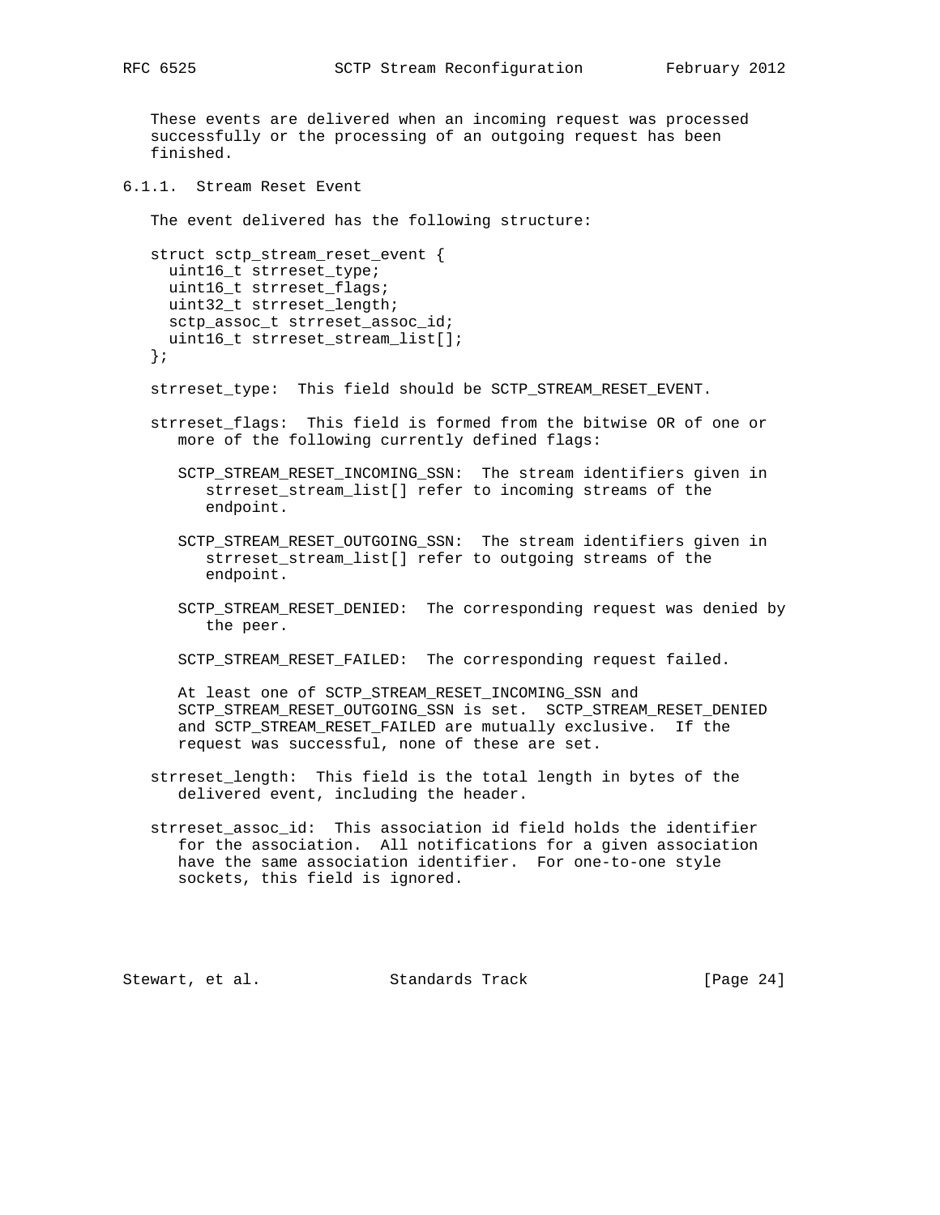These events are delivered when an incoming request was processed successfully or the processing of an outgoing request has been finished.

#### 6.1.1. Stream Reset Event

The event delivered has the following structure:

```
struct sctp_stream_reset_event {
  uint16_t strreset_type;
  uint16_t strreset_flags;
  uint32_t strreset_length;
  sctp_assoc_t strreset_assoc_id;
  uint16_t strreset_stream_list[];
};
```

strreset_type: This field should be SCTP_STREAM_RESET_EVENT.

strreset_flags: This field is formed from the bitwise OR of one or more of the following currently defined flags:

SCTP_STREAM_RESET_INCOMING_SSN: The stream identifiers given in strreset_stream_list[] refer to incoming streams of the endpoint.

SCTP_STREAM_RESET_OUTGOING_SSN: The stream identifiers given in strreset_stream_list[] refer to outgoing streams of the endpoint.

SCTP_STREAM_RESET_DENIED: The corresponding request was denied by the peer.

SCTP_STREAM_RESET_FAILED: The corresponding request failed.

At least one of SCTP_STREAM_RESET_INCOMING_SSN and SCTP_STREAM_RESET_OUTGOING_SSN is set. SCTP_STREAM_RESET_DENIED and SCTP_STREAM_RESET_FAILED are mutually exclusive. If the request was successful, none of these are set.

strreset_length: This field is the total length in bytes of the delivered event, including the header.

strreset_assoc_id: This association id field holds the identifier for the association. All notifications for a given association have the same association identifier. For one-to-one style sockets, this field is ignored.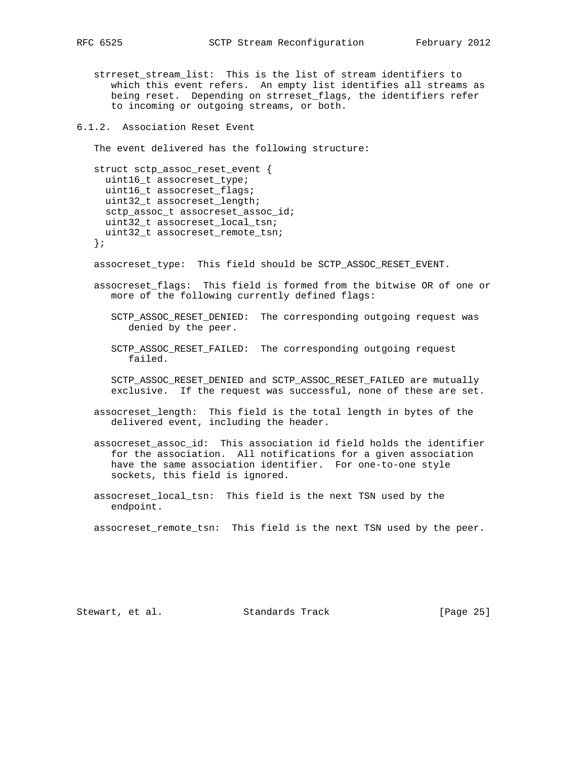strreset_stream_list: This is the list of stream identifiers to which this event refers. An empty list identifies all streams as being reset. Depending on strreset_flags, the identifiers refer to incoming or outgoing streams, or both.

### 6.1.2. Association Reset Event

The event delivered has the following structure:

```
struct sctp_assoc_reset_event {
  uint16_t assocreset_type;
  uint16_t assocreset_flags;
  uint32_t assocreset_length;
  sctp_assoc_t assocreset_assoc_id;
  uint32_t assocreset_local_tsn;
  uint32_t assocreset_remote_tsn;
};
```

assocreset_type: This field should be SCTP_ASSOC_RESET_EVENT.

assocreset_flags: This field is formed from the bitwise OR of one or more of the following currently defined flags:

SCTP_ASSOC_RESET_DENIED: The corresponding outgoing request was denied by the peer.

SCTP_ASSOC_RESET_FAILED: The corresponding outgoing request failed.

SCTP_ASSOC_RESET_DENIED and SCTP_ASSOC_RESET_FAILED are mutually exclusive. If the request was successful, none of these are set.

assocreset_length: This field is the total length in bytes of the delivered event, including the header.

assocreset_assoc_id: This association id field holds the identifier for the association. All notifications for a given association have the same association identifier. For one-to-one style sockets, this field is ignored.

assocreset_local_tsn: This field is the next TSN used by the endpoint.

assocreset_remote_tsn: This field is the next TSN used by the peer.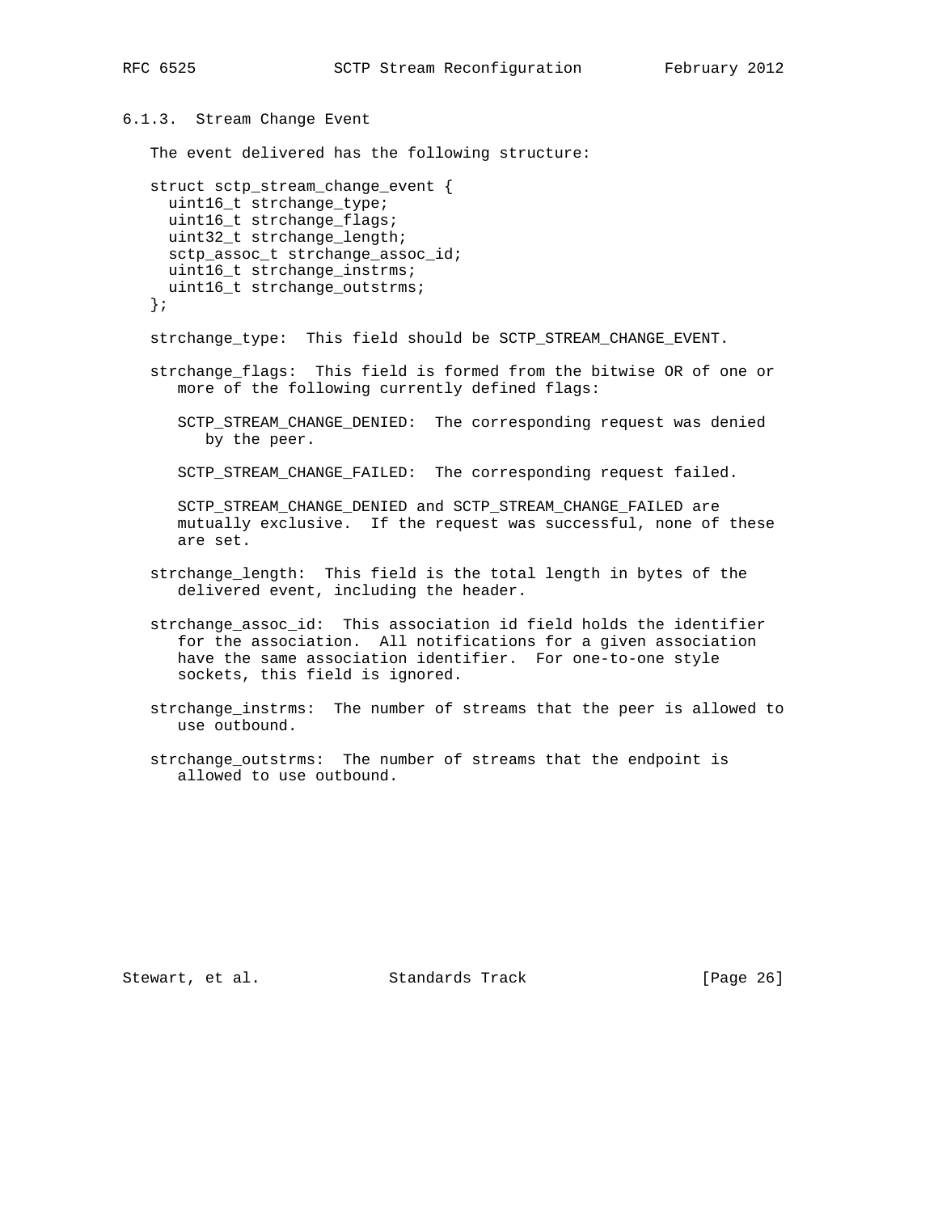### 6.1.3. Stream Change Event

The event delivered has the following structure:

```
struct sctp_stream_change_event {
  uint16_t strchange_type;
  uint16_t strchange_flags;
  uint32_t strchange_length;
  sctp_assoc_t strchange_assoc_id;
  uint16_t strchange_instrms;
  uint16_t strchange_outstrms;
};
```

strchange_type: This field should be SCTP_STREAM_CHANGE_EVENT.

strchange_flags: This field is formed from the bitwise OR of one or more of the following currently defined flags:

SCTP_STREAM_CHANGE_DENIED: The corresponding request was denied by the peer.

SCTP_STREAM_CHANGE_FAILED: The corresponding request failed.

SCTP_STREAM_CHANGE_DENIED and SCTP_STREAM_CHANGE_FAILED are mutually exclusive. If the request was successful, none of these are set.

strchange_length: This field is the total length in bytes of the delivered event, including the header.

strchange_assoc_id: This association id field holds the identifier for the association. All notifications for a given association have the same association identifier. For one-to-one style sockets, this field is ignored.

strchange_instrms: The number of streams that the peer is allowed to use outbound.

strchange_outstrms: The number of streams that the endpoint is allowed to use outbound.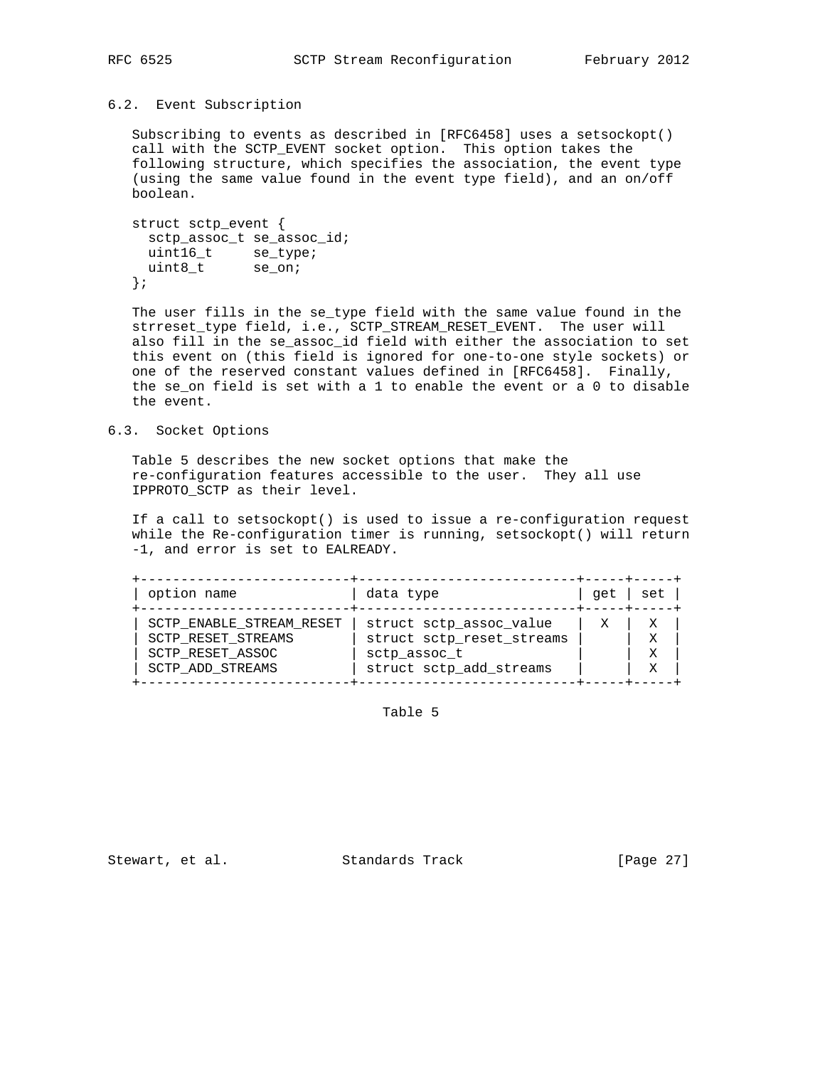### 6.2. Event Subscription

Subscribing to events as described in [RFC6458] uses a setsockopt() call with the SCTP_EVENT socket option. This option takes the following structure, which specifies the association, the event type (using the same value found in the event type field), and an on/off boolean.

```
struct sctp_event {
  sctp_assoc_t se_assoc_id;
  uint16_t     se_type;
  uint8_t      se_on;
};
```

The user fills in the se_type field with the same value found in the strreset_type field, i.e., SCTP_STREAM_RESET_EVENT. The user will also fill in the se_assoc_id field with either the association to set this event on (this field is ignored for one-to-one style sockets) or one of the reserved constant values defined in [RFC6458]. Finally, the se_on field is set with a 1 to enable the event or a 0 to disable the event.

### 6.3. Socket Options

Table 5 describes the new socket options that make the re-configuration features accessible to the user. They all use IPPROTO_SCTP as their level.

If a call to setsockopt() is used to issue a re-configuration request while the Re-configuration timer is running, setsockopt() will return -1, and error is set to EALREADY.

| option name | data type | get | set |
|---|---|---|---|
| SCTP_ENABLE_STREAM_RESET | struct sctp_assoc_value | X | X |
| SCTP_RESET_STREAMS | struct sctp_reset_streams | | X |
| SCTP_RESET_ASSOC | sctp_assoc_t | | X |
| SCTP_ADD_STREAMS | struct sctp_add_streams | | X |

Table 5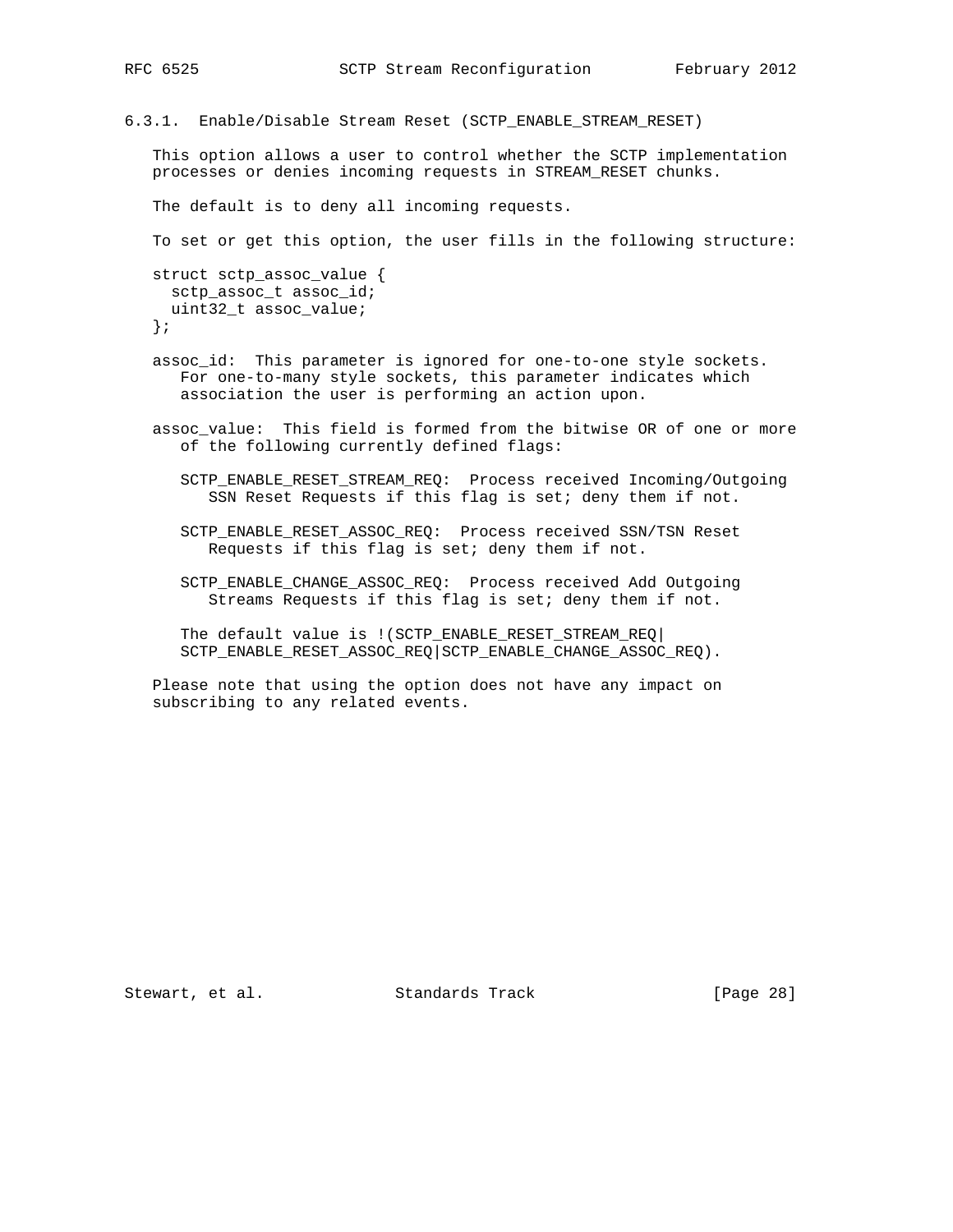### 6.3.1. Enable/Disable Stream Reset (SCTP_ENABLE_STREAM_RESET)

This option allows a user to control whether the SCTP implementation processes or denies incoming requests in STREAM_RESET chunks.

The default is to deny all incoming requests.

To set or get this option, the user fills in the following structure:

```
struct sctp_assoc_value {
  sctp_assoc_t assoc_id;
  uint32_t assoc_value;
};
```

assoc_id: This parameter is ignored for one-to-one style sockets. For one-to-many style sockets, this parameter indicates which association the user is performing an action upon.

assoc_value: This field is formed from the bitwise OR of one or more of the following currently defined flags:

SCTP_ENABLE_RESET_STREAM_REQ: Process received Incoming/Outgoing SSN Reset Requests if this flag is set; deny them if not.

SCTP_ENABLE_RESET_ASSOC_REQ: Process received SSN/TSN Reset Requests if this flag is set; deny them if not.

SCTP_ENABLE_CHANGE_ASSOC_REQ: Process received Add Outgoing Streams Requests if this flag is set; deny them if not.

The default value is !(SCTP_ENABLE_RESET_STREAM_REQ|SCTP_ENABLE_RESET_ASSOC_REQ|SCTP_ENABLE_CHANGE_ASSOC_REQ).

Please note that using the option does not have any impact on subscribing to any related events.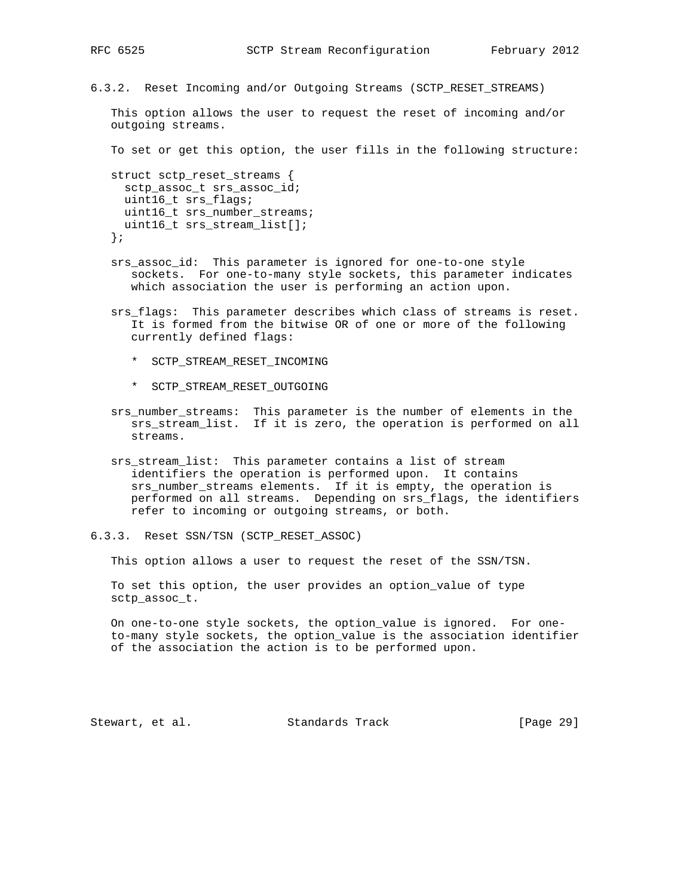### 6.3.2. Reset Incoming and/or Outgoing Streams (SCTP_RESET_STREAMS)

This option allows the user to request the reset of incoming and/or outgoing streams.

To set or get this option, the user fills in the following structure:

```
struct sctp_reset_streams {
  sctp_assoc_t srs_assoc_id;
  uint16_t srs_flags;
  uint16_t srs_number_streams;
  uint16_t srs_stream_list[];
};
```

srs_assoc_id: This parameter is ignored for one-to-one style sockets. For one-to-many style sockets, this parameter indicates which association the user is performing an action upon.

srs_flags: This parameter describes which class of streams is reset. It is formed from the bitwise OR of one or more of the following currently defined flags:

- SCTP_STREAM_RESET_INCOMING
- SCTP_STREAM_RESET_OUTGOING

srs_number_streams: This parameter is the number of elements in the srs_stream_list. If it is zero, the operation is performed on all streams.

srs_stream_list: This parameter contains a list of stream identifiers the operation is performed upon. It contains srs_number_streams elements. If it is empty, the operation is performed on all streams. Depending on srs_flags, the identifiers refer to incoming or outgoing streams, or both.

### 6.3.3. Reset SSN/TSN (SCTP_RESET_ASSOC)

This option allows a user to request the reset of the SSN/TSN.

To set this option, the user provides an option_value of type sctp_assoc_t.

On one-to-one style sockets, the option_value is ignored. For one-to-many style sockets, the option_value is the association identifier of the association the action is to be performed upon.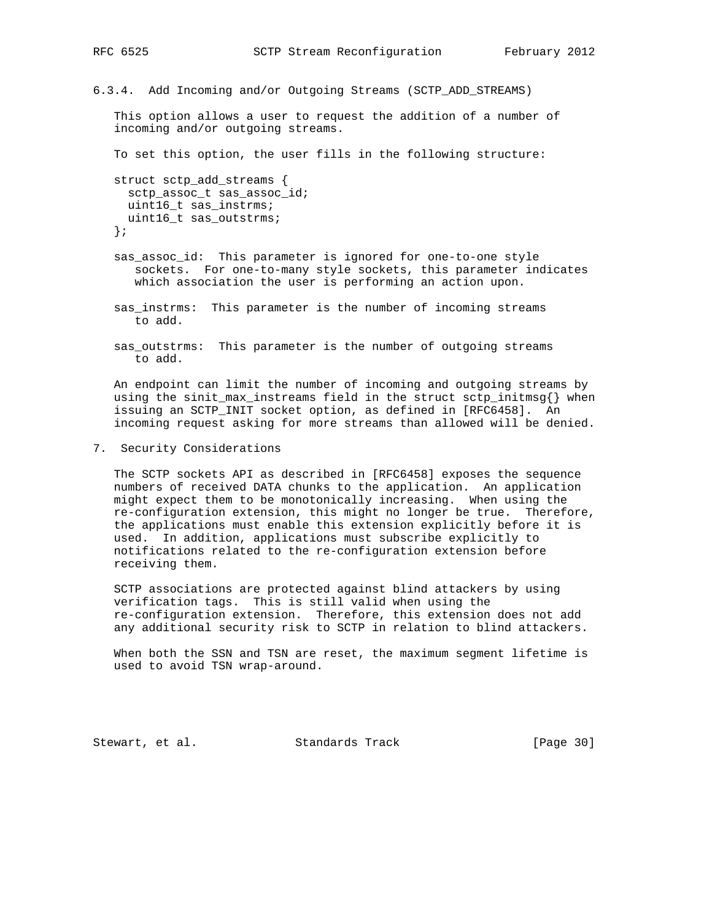### 6.3.4. Add Incoming and/or Outgoing Streams (SCTP_ADD_STREAMS)

This option allows a user to request the addition of a number of incoming and/or outgoing streams.

To set this option, the user fills in the following structure:

```
struct sctp_add_streams {
  sctp_assoc_t sas_assoc_id;
  uint16_t sas_instrms;
  uint16_t sas_outstrms;
};
```

sas_assoc_id: This parameter is ignored for one-to-one style sockets. For one-to-many style sockets, this parameter indicates which association the user is performing an action upon.

sas_instrms: This parameter is the number of incoming streams to add.

sas_outstrms: This parameter is the number of outgoing streams to add.

An endpoint can limit the number of incoming and outgoing streams by using the sinit_max_instreams field in the struct sctp_initmsg{} when issuing an SCTP_INIT socket option, as defined in [RFC6458]. An incoming request asking for more streams than allowed will be denied.

## 7. Security Considerations

The SCTP sockets API as described in [RFC6458] exposes the sequence numbers of received DATA chunks to the application. An application might expect them to be monotonically increasing. When using the re-configuration extension, this might no longer be true. Therefore, the applications must enable this extension explicitly before it is used. In addition, applications must subscribe explicitly to notifications related to the re-configuration extension before receiving them.

SCTP associations are protected against blind attackers by using verification tags. This is still valid when using the re-configuration extension. Therefore, this extension does not add any additional security risk to SCTP in relation to blind attackers.

When both the SSN and TSN are reset, the maximum segment lifetime is used to avoid TSN wrap-around.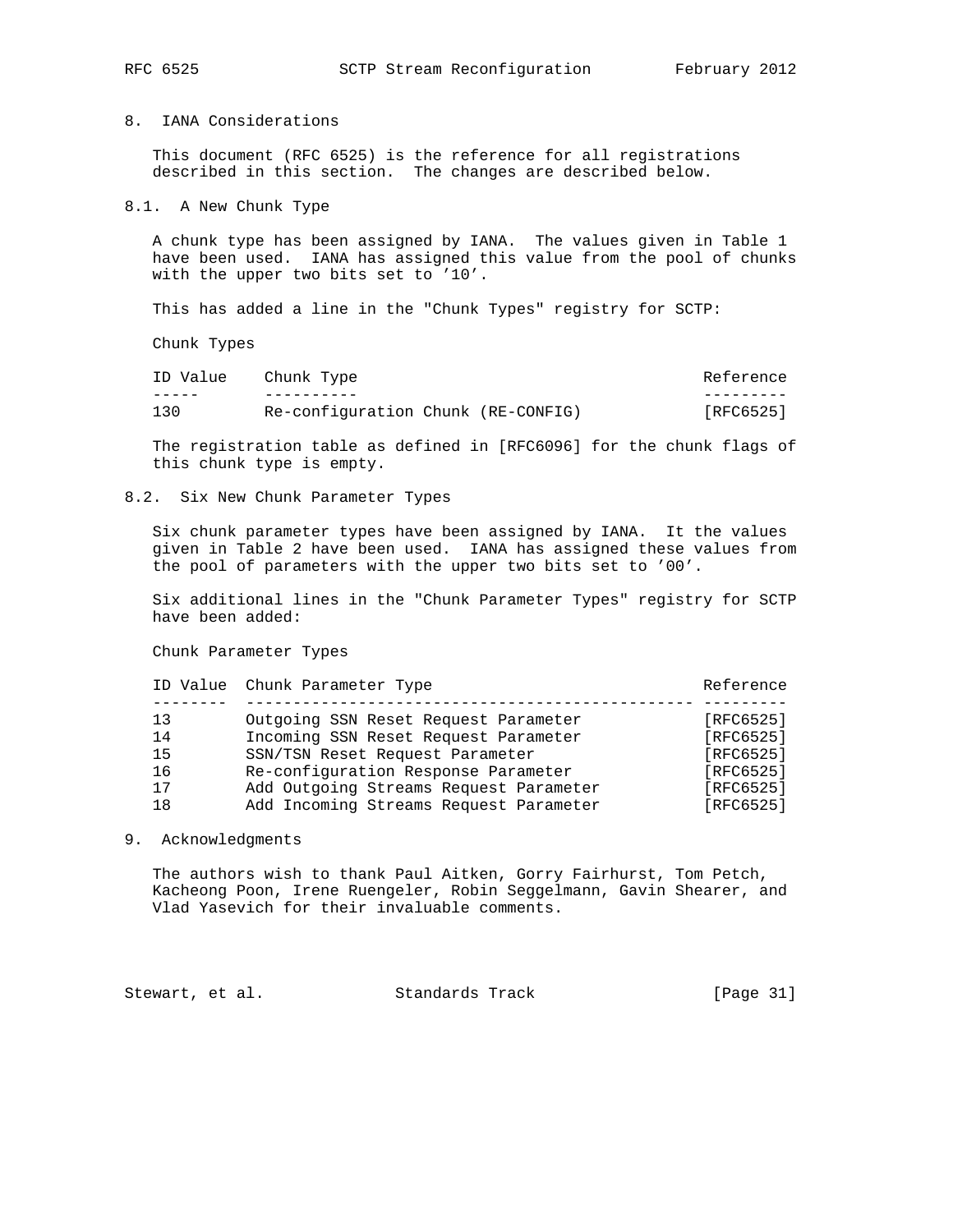## 8. IANA Considerations

This document (RFC 6525) is the reference for all registrations described in this section. The changes are described below.

### 8.1. A New Chunk Type

A chunk type has been assigned by IANA. The values given in Table 1 have been used. IANA has assigned this value from the pool of chunks with the upper two bits set to '10'.

This has added a line in the "Chunk Types" registry for SCTP:

Chunk Types

| ID Value | Chunk Type | Reference |
|---|---|---|
| 130 | Re-configuration Chunk (RE-CONFIG) | [RFC6525] |

The registration table as defined in [RFC6096] for the chunk flags of this chunk type is empty.

### 8.2. Six New Chunk Parameter Types

Six chunk parameter types have been assigned by IANA. It the values given in Table 2 have been used. IANA has assigned these values from the pool of parameters with the upper two bits set to '00'.

Six additional lines in the "Chunk Parameter Types" registry for SCTP have been added:

Chunk Parameter Types

| ID Value | Chunk Parameter Type | Reference |
|---|---|---|
| 13 | Outgoing SSN Reset Request Parameter | [RFC6525] |
| 14 | Incoming SSN Reset Request Parameter | [RFC6525] |
| 15 | SSN/TSN Reset Request Parameter | [RFC6525] |
| 16 | Re-configuration Response Parameter | [RFC6525] |
| 17 | Add Outgoing Streams Request Parameter | [RFC6525] |
| 18 | Add Incoming Streams Request Parameter | [RFC6525] |

## 9. Acknowledgments

The authors wish to thank Paul Aitken, Gorry Fairhurst, Tom Petch, Kacheong Poon, Irene Ruengeler, Robin Seggelmann, Gavin Shearer, and Vlad Yasevich for their invaluable comments.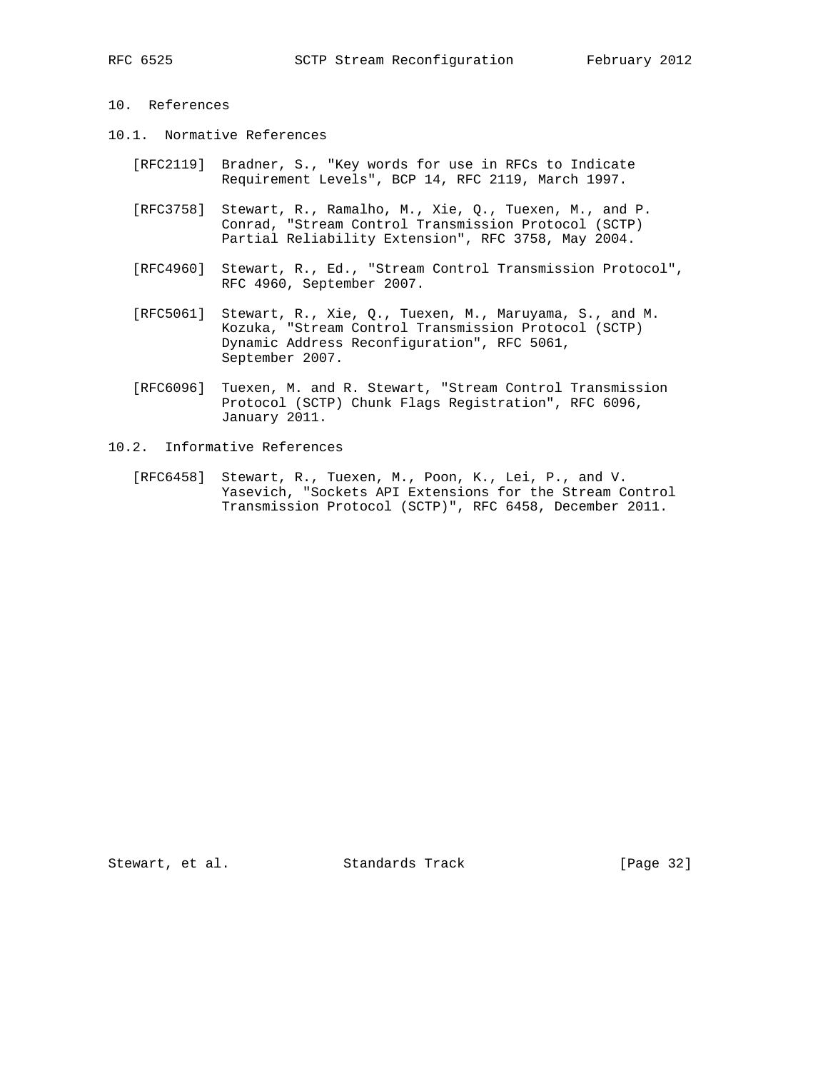# 10. References

## 10.1. Normative References

[RFC2119] Bradner, S., "Key words for use in RFCs to Indicate Requirement Levels", BCP 14, RFC 2119, March 1997.

[RFC3758] Stewart, R., Ramalho, M., Xie, Q., Tuexen, M., and P. Conrad, "Stream Control Transmission Protocol (SCTP) Partial Reliability Extension", RFC 3758, May 2004.

[RFC4960] Stewart, R., Ed., "Stream Control Transmission Protocol", RFC 4960, September 2007.

[RFC5061] Stewart, R., Xie, Q., Tuexen, M., Maruyama, S., and M. Kozuka, "Stream Control Transmission Protocol (SCTP) Dynamic Address Reconfiguration", RFC 5061, September 2007.

[RFC6096] Tuexen, M. and R. Stewart, "Stream Control Transmission Protocol (SCTP) Chunk Flags Registration", RFC 6096, January 2011.

## 10.2. Informative References

[RFC6458] Stewart, R., Tuexen, M., Poon, K., Lei, P., and V. Yasevich, "Sockets API Extensions for the Stream Control Transmission Protocol (SCTP)", RFC 6458, December 2011.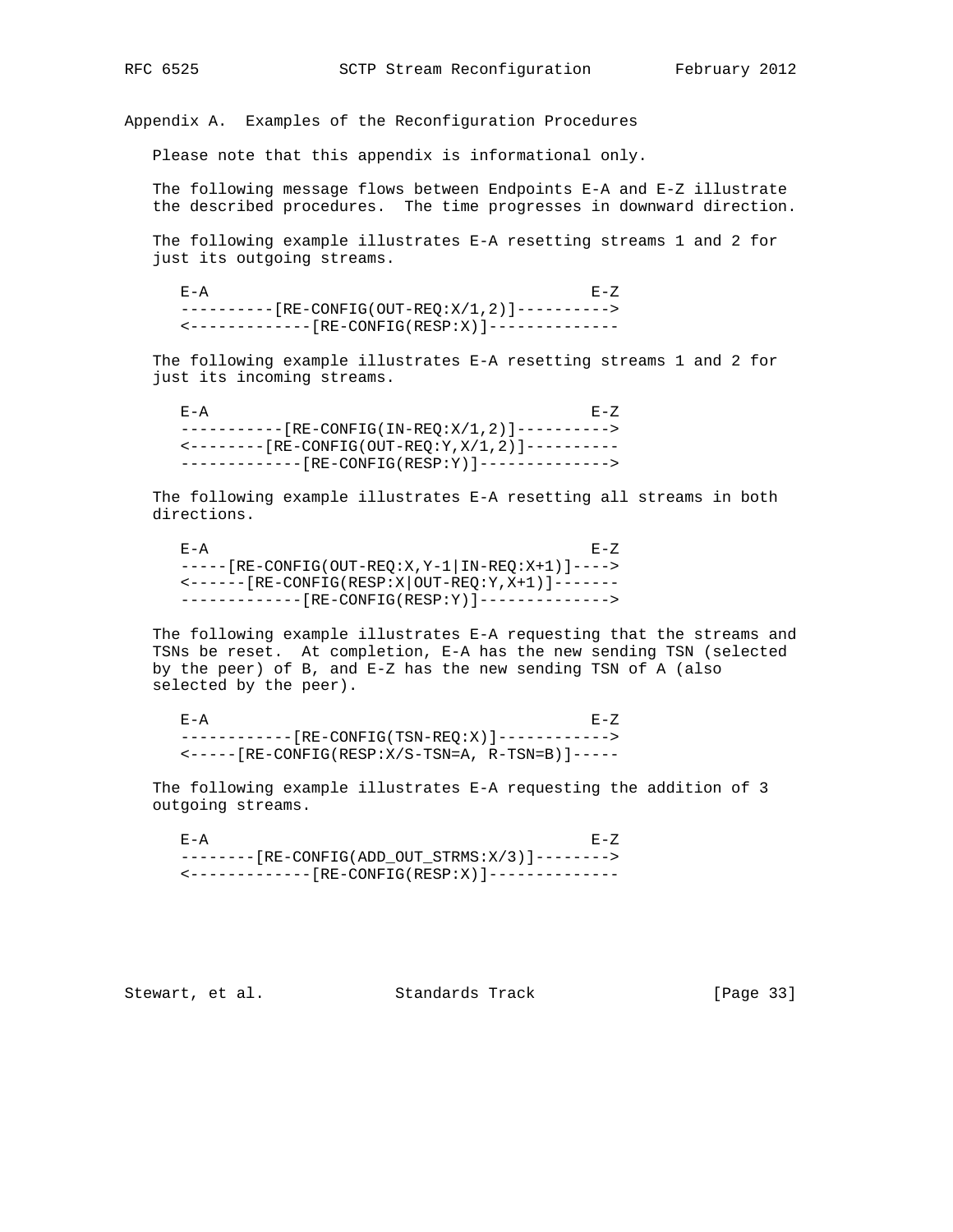# Appendix A. Examples of the Reconfiguration Procedures

Please note that this appendix is informational only.

The following message flows between Endpoints E-A and E-Z illustrate the described procedures. The time progresses in downward direction.

The following example illustrates E-A resetting streams 1 and 2 for just its outgoing streams.

```
E-A                                         E-Z
----------[RE-CONFIG(OUT-REQ:X/1,2)]---------->
<-------------[RE-CONFIG(RESP:X)]--------------
```

The following example illustrates E-A resetting streams 1 and 2 for just its incoming streams.

```
E-A                                         E-Z
-----------[RE-CONFIG(IN-REQ:X/1,2)]---------->
<--------[RE-CONFIG(OUT-REQ:Y,X/1,2)]----------
-------------[RE-CONFIG(RESP:Y)]-------------->
```

The following example illustrates E-A resetting all streams in both directions.

```
E-A                                         E-Z
-----[RE-CONFIG(OUT-REQ:X,Y-1|IN-REQ:X+1)]---->
<------[RE-CONFIG(RESP:X|OUT-REQ:Y,X+1)]-------
-------------[RE-CONFIG(RESP:Y)]-------------->
```

The following example illustrates E-A requesting that the streams and TSNs be reset. At completion, E-A has the new sending TSN (selected by the peer) of B, and E-Z has the new sending TSN of A (also selected by the peer).

```
E-A                                         E-Z
------------[RE-CONFIG(TSN-REQ:X)]------------>
<-----[RE-CONFIG(RESP:X/S-TSN=A, R-TSN=B)]-----
```

The following example illustrates E-A requesting the addition of 3 outgoing streams.

```
E-A                                         E-Z
--------[RE-CONFIG(ADD_OUT_STRMS:X/3)]-------->
<-------------[RE-CONFIG(RESP:X)]--------------
```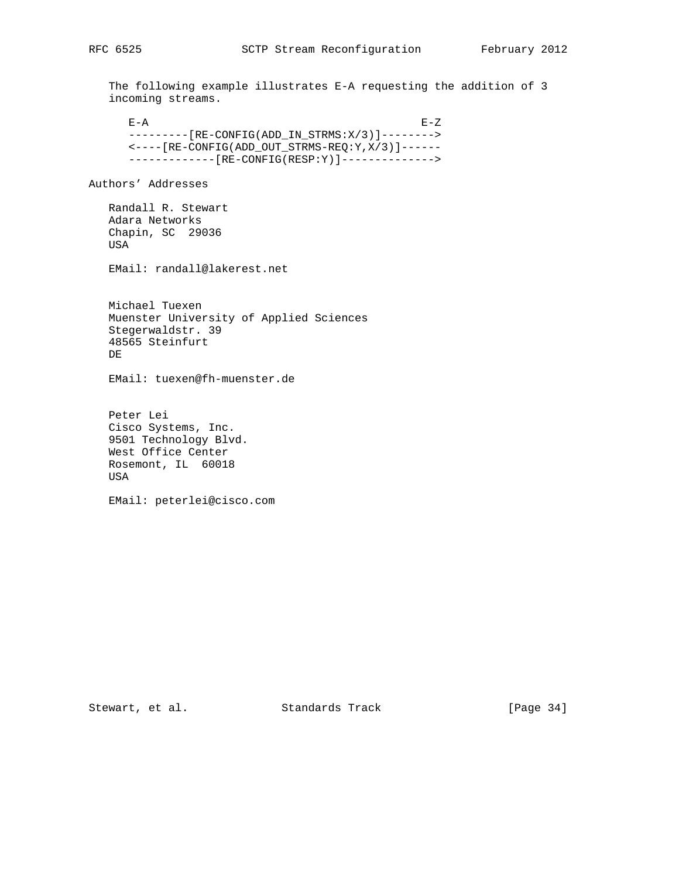The following example illustrates E-A requesting the addition of 3 incoming streams.

```
E-A                                          E-Z
---------[RE-CONFIG(ADD_IN_STRMS:X/3)]-------->
<----[RE-CONFIG(ADD_OUT_STRMS-REQ:Y,X/3)]------
-------------[RE-CONFIG(RESP:Y)]-------------->
```

## Authors' Addresses

Randall R. Stewart
Adara Networks
Chapin, SC  29036
USA

EMail: randall@lakerest.net

Michael Tuexen
Muenster University of Applied Sciences
Stegerwaldstr. 39
48565 Steinfurt
DE

EMail: tuexen@fh-muenster.de

Peter Lei
Cisco Systems, Inc.
9501 Technology Blvd.
West Office Center
Rosemont, IL  60018
USA

EMail: peterlei@cisco.com